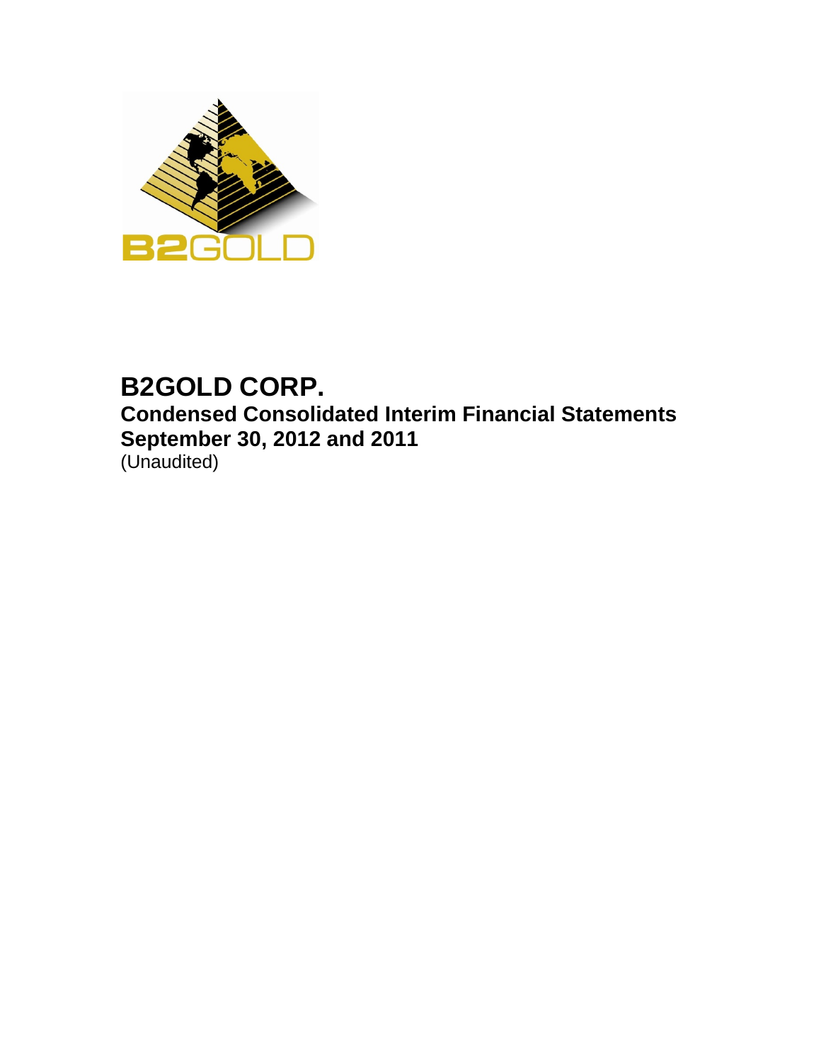# B2GOLD CORP.

## Condensed Consolidated Interim Financial Statements
## September 30, 2012 and 2011

(Unaudited)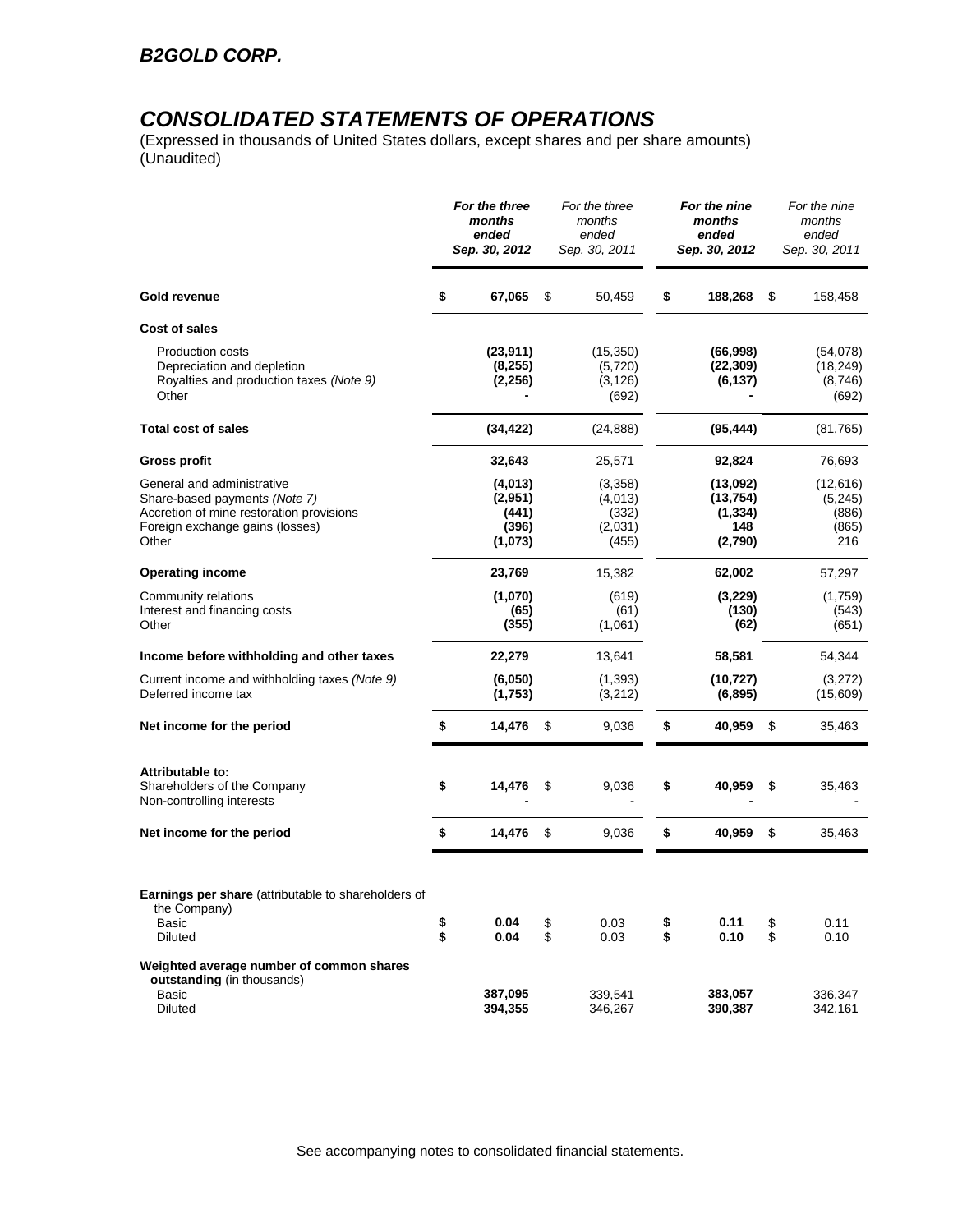## B2GOLD CORP.

# CONSOLIDATED STATEMENTS OF OPERATIONS

(Expressed in thousands of United States dollars, except shares and per share amounts)
(Unaudited)

| | For the three months ended Sep. 30, 2012 | For the three months ended Sep. 30, 2011 | For the nine months ended Sep. 30, 2012 | For the nine months ended Sep. 30, 2011 |
|---|---|---|---|---|
| **Gold revenue** | $ 67,065 | $ 50,459 | $ 188,268 | $ 158,458 |
| **Cost of sales** | | | | |
| Production costs | (23,911) | (15,350) | (66,998) | (54,078) |
| Depreciation and depletion | (8,255) | (5,720) | (22,309) | (18,249) |
| Royalties and production taxes *(Note 9)* | (2,256) | (3,126) | (6,137) | (8,746) |
| Other | - | (692) | - | (692) |
| **Total cost of sales** | (34,422) | (24,888) | (95,444) | (81,765) |
| **Gross profit** | 32,643 | 25,571 | 92,824 | 76,693 |
| General and administrative | (4,013) | (3,358) | (13,092) | (12,616) |
| Share-based payments *(Note 7)* | (2,951) | (4,013) | (13,754) | (5,245) |
| Accretion of mine restoration provisions | (441) | (332) | (1,334) | (886) |
| Foreign exchange gains (losses) | (396) | (2,031) | 148 | (865) |
| Other | (1,073) | (455) | (2,790) | 216 |
| **Operating income** | 23,769 | 15,382 | 62,002 | 57,297 |
| Community relations | (1,070) | (619) | (3,229) | (1,759) |
| Interest and financing costs | (65) | (61) | (130) | (543) |
| Other | (355) | (1,061) | (62) | (651) |
| **Income before withholding and other taxes** | 22,279 | 13,641 | 58,581 | 54,344 |
| Current income and withholding taxes *(Note 9)* | (6,050) | (1,393) | (10,727) | (3,272) |
| Deferred income tax | (1,753) | (3,212) | (6,895) | (15,609) |
| **Net income for the period** | $ 14,476 | $ 9,036 | $ 40,959 | $ 35,463 |
| **Attributable to:** | | | | |
| Shareholders of the Company | $ 14,476 | $ 9,036 | $ 40,959 | $ 35,463 |
| Non-controlling interests | - | - | - | - |
| **Net income for the period** | $ 14,476 | $ 9,036 | $ 40,959 | $ 35,463 |
| **Earnings per share** (attributable to shareholders of the Company) | | | | |
| Basic | $ 0.04 | $ 0.03 | $ 0.11 | $ 0.11 |
| Diluted | $ 0.04 | $ 0.03 | $ 0.10 | $ 0.10 |
| **Weighted average number of common shares outstanding** (in thousands) | | | | |
| Basic | 387,095 | 339,541 | 383,057 | 336,347 |
| Diluted | 394,355 | 346,267 | 390,387 | 342,161 |

See accompanying notes to consolidated financial statements.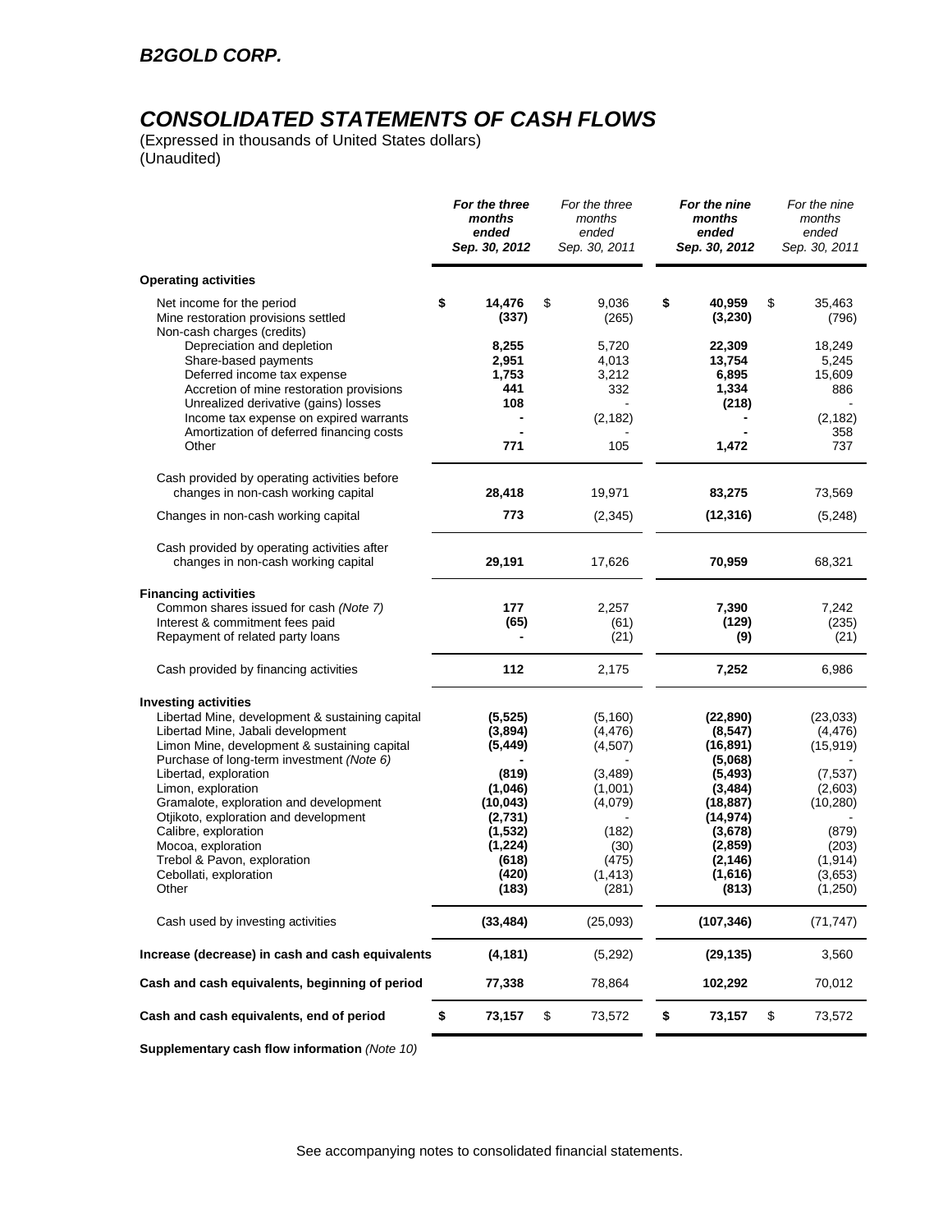## B2GOLD CORP.

# CONSOLIDATED STATEMENTS OF CASH FLOWS

(Expressed in thousands of United States dollars)
(Unaudited)

| | ***For the three months ended Sep. 30, 2012*** | *For the three months ended Sep. 30, 2011* | ***For the nine months ended Sep. 30, 2012*** | *For the nine months ended Sep. 30, 2011* |
|---|---|---|---|---|
| **Operating activities** | | | | |
| Net income for the period | **$ 14,476** | $ 9,036 | **$ 40,959** | $ 35,463 |
| Mine restoration provisions settled | **(337)** | (265) | **(3,230)** | (796) |
| Non-cash charges (credits) | | | | |
| Depreciation and depletion | **8,255** | 5,720 | **22,309** | 18,249 |
| Share-based payments | **2,951** | 4,013 | **13,754** | 5,245 |
| Deferred income tax expense | **1,753** | 3,212 | **6,895** | 15,609 |
| Accretion of mine restoration provisions | **441** | 332 | **1,334** | 886 |
| Unrealized derivative (gains) losses | **108** | - | **(218)** | - |
| Income tax expense on expired warrants | **-** | (2,182) | **-** | (2,182) |
| Amortization of deferred financing costs | **-** | - | **-** | 358 |
| Other | **771** | 105 | **1,472** | 737 |
| Cash provided by operating activities before changes in non-cash working capital | **28,418** | 19,971 | **83,275** | 73,569 |
| Changes in non-cash working capital | **773** | (2,345) | **(12,316)** | (5,248) |
| Cash provided by operating activities after changes in non-cash working capital | **29,191** | 17,626 | **70,959** | 68,321 |
| **Financing activities** | | | | |
| Common shares issued for cash *(Note 7)* | **177** | 2,257 | **7,390** | 7,242 |
| Interest & commitment fees paid | **(65)** | (61) | **(129)** | (235) |
| Repayment of related party loans | **-** | (21) | **(9)** | (21) |
| Cash provided by financing activities | **112** | 2,175 | **7,252** | 6,986 |
| **Investing activities** | | | | |
| Libertad Mine, development & sustaining capital | **(5,525)** | (5,160) | **(22,890)** | (23,033) |
| Libertad Mine, Jabali development | **(3,894)** | (4,476) | **(8,547)** | (4,476) |
| Limon Mine, development & sustaining capital | **(5,449)** | (4,507) | **(16,891)** | (15,919) |
| Purchase of long-term investment *(Note 6)* | **-** | - | **(5,068)** | - |
| Libertad, exploration | **(819)** | (3,489) | **(5,493)** | (7,537) |
| Limon, exploration | **(1,046)** | (1,001) | **(3,484)** | (2,603) |
| Gramalote, exploration and development | **(10,043)** | (4,079) | **(18,887)** | (10,280) |
| Otjikoto, exploration and development | **(2,731)** | - | **(14,974)** | - |
| Calibre, exploration | **(1,532)** | (182) | **(3,678)** | (879) |
| Mocoa, exploration | **(1,224)** | (30) | **(2,859)** | (203) |
| Trebol & Pavon, exploration | **(618)** | (475) | **(2,146)** | (1,914) |
| Cebollati, exploration | **(420)** | (1,413) | **(1,616)** | (3,653) |
| Other | **(183)** | (281) | **(813)** | (1,250) |
| Cash used by investing activities | **(33,484)** | (25,093) | **(107,346)** | (71,747) |
| **Increase (decrease) in cash and cash equivalents** | **(4,181)** | (5,292) | **(29,135)** | 3,560 |
| **Cash and cash equivalents, beginning of period** | **77,338** | 78,864 | **102,292** | 70,012 |
| **Cash and cash equivalents, end of period** | **$ 73,157** | $ 73,572 | **$ 73,157** | $ 73,572 |

**Supplementary cash flow information** *(Note 10)*

See accompanying notes to consolidated financial statements.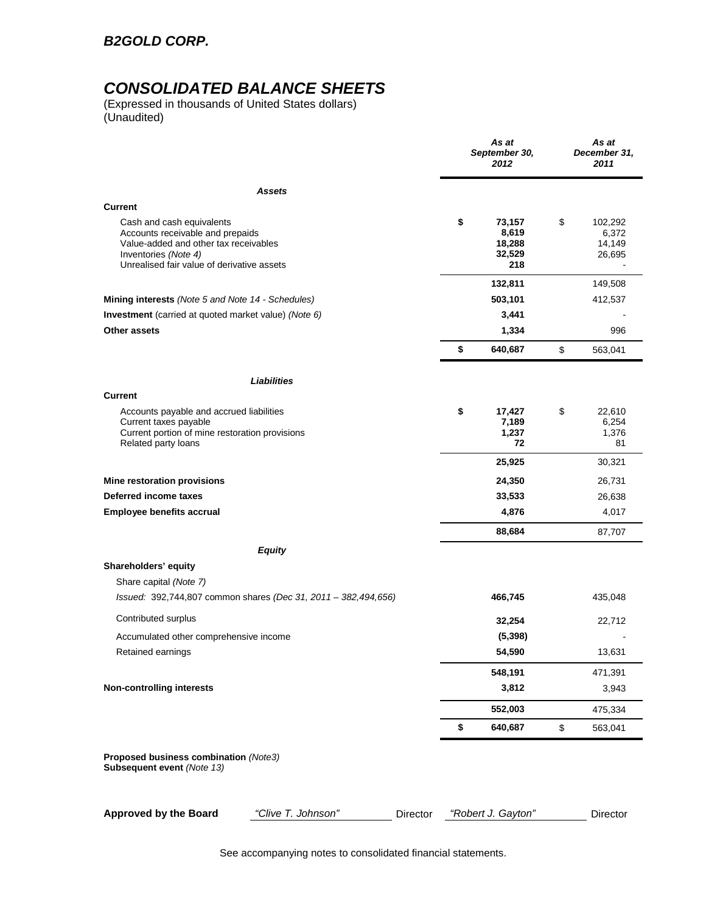# B2GOLD CORP.

# CONSOLIDATED BALANCE SHEETS

(Expressed in thousands of United States dollars)
(Unaudited)

| | As at September 30, 2012 | As at December 31, 2011 |
|---|---|---|
| ***Assets*** | | |
| **Current** | | |
| Cash and cash equivalents | **$ 73,157** | $ 102,292 |
| Accounts receivable and prepaids | **8,619** | 6,372 |
| Value-added and other tax receivables | **18,288** | 14,149 |
| Inventories *(Note 4)* | **32,529** | 26,695 |
| Unrealised fair value of derivative assets | **218** | - |
| | **132,811** | 149,508 |
| **Mining interests** *(Note 5 and Note 14 - Schedules)* | **503,101** | 412,537 |
| **Investment** (carried at quoted market value) *(Note 6)* | **3,441** | - |
| **Other assets** | **1,334** | 996 |
| | **$ 640,687** | $ 563,041 |
| ***Liabilities*** | | |
| **Current** | | |
| Accounts payable and accrued liabilities | **$ 17,427** | $ 22,610 |
| Current taxes payable | **7,189** | 6,254 |
| Current portion of mine restoration provisions | **1,237** | 1,376 |
| Related party loans | **72** | 81 |
| | **25,925** | 30,321 |
| **Mine restoration provisions** | **24,350** | 26,731 |
| **Deferred income taxes** | **33,533** | 26,638 |
| **Employee benefits accrual** | **4,876** | 4,017 |
| | **88,684** | 87,707 |
| ***Equity*** | | |
| **Shareholders' equity** | | |
| Share capital *(Note 7)* | | |
| *Issued: 392,744,807 common shares (Dec 31, 2011 – 382,494,656)* | **466,745** | 435,048 |
| Contributed surplus | **32,254** | 22,712 |
| Accumulated other comprehensive income | **(5,398)** | - |
| Retained earnings | **54,590** | 13,631 |
| | **548,191** | 471,391 |
| **Non-controlling interests** | **3,812** | 3,943 |
| | **552,003** | 475,334 |
| | **$ 640,687** | $ 563,041 |

**Proposed business combination** *(Note3)*
**Subsequent event** *(Note 13)*

**Approved by the Board** *"Clive T. Johnson"* Director *"Robert J. Gayton"* Director

See accompanying notes to consolidated financial statements.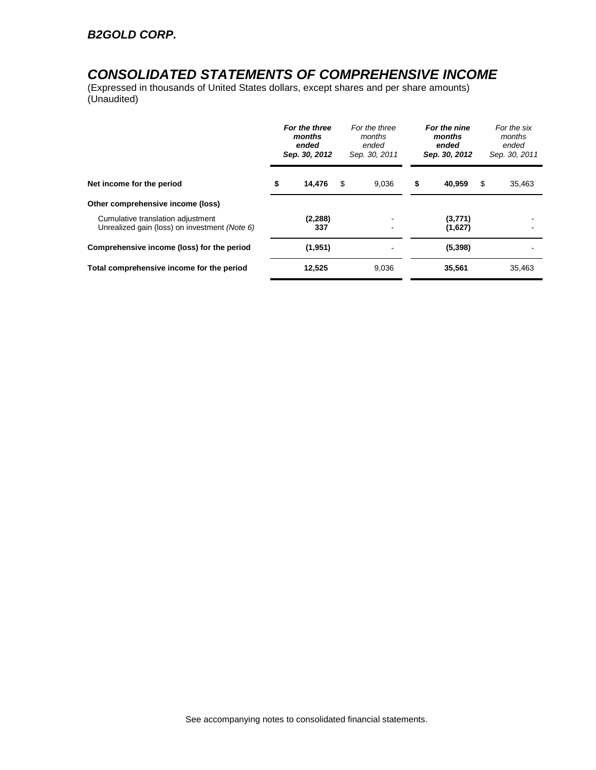**B2GOLD CORP.**

# CONSOLIDATED STATEMENTS OF COMPREHENSIVE INCOME

(Expressed in thousands of United States dollars, except shares and per share amounts)
(Unaudited)

| | ***For the three months ended Sep. 30, 2012*** | *For the three months ended Sep. 30, 2011* | ***For the nine months ended Sep. 30, 2012*** | *For the six months ended Sep. 30, 2011* |
|---|---|---|---|---|
| **Net income for the period** | **$ 14,476** | $ 9,036 | **$ 40,959** | $ 35,463 |
| **Other comprehensive income (loss)** | | | | |
| Cumulative translation adjustment | **(2,288)** | - | **(3,771)** | - |
| Unrealized gain (loss) on investment *(Note 6)* | **337** | - | **(1,627)** | - |
| **Comprehensive income (loss) for the period** | **(1,951)** | - | **(5,398)** | - |
| **Total comprehensive income for the period** | **12,525** | 9,036 | **35,561** | 35,463 |

See accompanying notes to consolidated financial statements.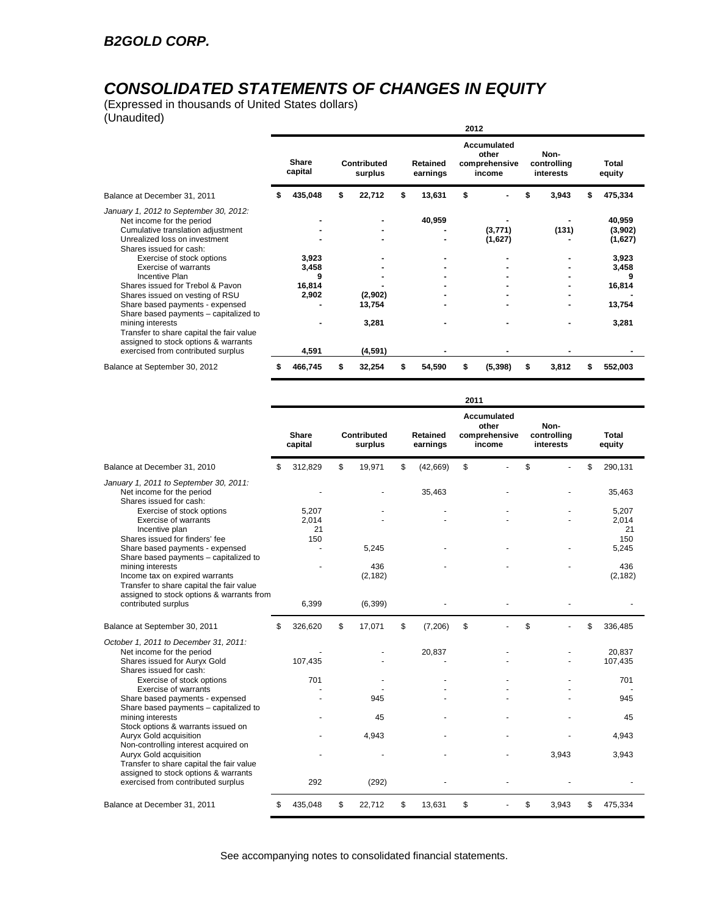## B2GOLD CORP.

# CONSOLIDATED STATEMENTS OF CHANGES IN EQUITY

(Expressed in thousands of United States dollars)
(Unaudited)

| | 2012 | | | | | |
|---|---|---|---|---|---|---|
| | **Share capital** | **Contributed surplus** | **Retained earnings** | **Accumulated other comprehensive income** | **Non-controlling interests** | **Total equity** |
| Balance at December 31, 2011 | **$ 435,048** | **$ 22,712** | **$ 13,631** | **$ -** | **$ 3,943** | **$ 475,334** |
| *January 1, 2012 to September 30, 2012:* | | | | | | |
| Net income for the period | **-** | **-** | **40,959** | **-** | **-** | **40,959** |
| Cumulative translation adjustment | **-** | **-** | **-** | **(3,771)** | **(131)** | **(3,902)** |
| Unrealized loss on investment | **-** | **-** | **-** | **(1,627)** | **-** | **(1,627)** |
| Shares issued for cash: | | | | | | |
| Exercise of stock options | **3,923** | **-** | **-** | **-** | **-** | **3,923** |
| Exercise of warrants | **3,458** | **-** | **-** | **-** | **-** | **3,458** |
| Incentive Plan | **9** | **-** | **-** | **-** | **-** | **9** |
| Shares issued for Trebol & Pavon | **16,814** | **-** | **-** | **-** | **-** | **16,814** |
| Shares issued on vesting of RSU | **2,902** | **(2,902)** | **-** | **-** | **-** | **-** |
| Share based payments - expensed | **-** | **13,754** | **-** | **-** | **-** | **13,754** |
| Share based payments – capitalized to mining interests | **-** | **3,281** | **-** | | **-** | **3,281** |
| Transfer to share capital the fair value assigned to stock options & warrants exercised from contributed surplus | **4,591** | **(4,591)** | **-** | **-** | **-** | **-** |
| Balance at September 30, 2012 | **$ 466,745** | **$ 32,254** | **$ 54,590** | **$ (5,398)** | **$ 3,812** | **$ 552,003** |

| | 2011 | | | | | |
|---|---|---|---|---|---|---|
| | **Share capital** | **Contributed surplus** | **Retained earnings** | **Accumulated other comprehensive income** | **Non-controlling interests** | **Total equity** |
| Balance at December 31, 2010 | $ 312,829 | $ 19,971 | $ (42,669) | $ - | $ - | $ 290,131 |
| *January 1, 2011 to September 30, 2011:* | | | | | | |
| Net income for the period | - | - | 35,463 | - | - | 35,463 |
| Shares issued for cash: | | | | | | |
| Exercise of stock options | 5,207 | - | - | - | - | 5,207 |
| Exercise of warrants | 2,014 | - | - | - | - | 2,014 |
| Incentive plan | 21 | | | | | 21 |
| Shares issued for finders' fee | 150 | | | | | 150 |
| Share based payments - expensed | - | 5,245 | - | - | - | 5,245 |
| Share based payments – capitalized to mining interests | - | 436 | | | | 436 |
| Income tax on expired warrants | | (2,182) | | | | (2,182) |
| Transfer to share capital the fair value assigned to stock options & warrants from contributed surplus | 6,399 | (6,399) | - | - | - | - |
| Balance at September 30, 2011 | $ 326,620 | $ 17,071 | $ (7,206) | $ - | $ - | $ 336,485 |
| *October 1, 2011 to December 31, 2011:* | | | | | | |
| Net income for the period | - | - | 20,837 | - | - | 20,837 |
| Shares issued for Auryx Gold | 107,435 | - | - | - | - | 107,435 |
| Shares issued for cash: | | | | | | |
| Exercise of stock options | 701 | - | - | - | - | 701 |
| Exercise of warrants | - | - | - | - | - | - |
| Share based payments - expensed | - | 945 | - | - | - | 945 |
| Share based payments – capitalized to mining interests | - | 45 | - | - | - | 45 |
| Stock options & warrants issued on Auryx Gold acquisition | - | 4,943 | - | - | - | 4,943 |
| Non-controlling interest acquired on Auryx Gold acquisition | - | - | - | - | 3,943 | 3,943 |
| Transfer to share capital the fair value assigned to stock options & warrants exercised from contributed surplus | 292 | (292) | - | - | - | - |
| Balance at December 31, 2011 | $ 435,048 | $ 22,712 | $ 13,631 | $ - | $ 3,943 | $ 475,334 |

See accompanying notes to consolidated financial statements.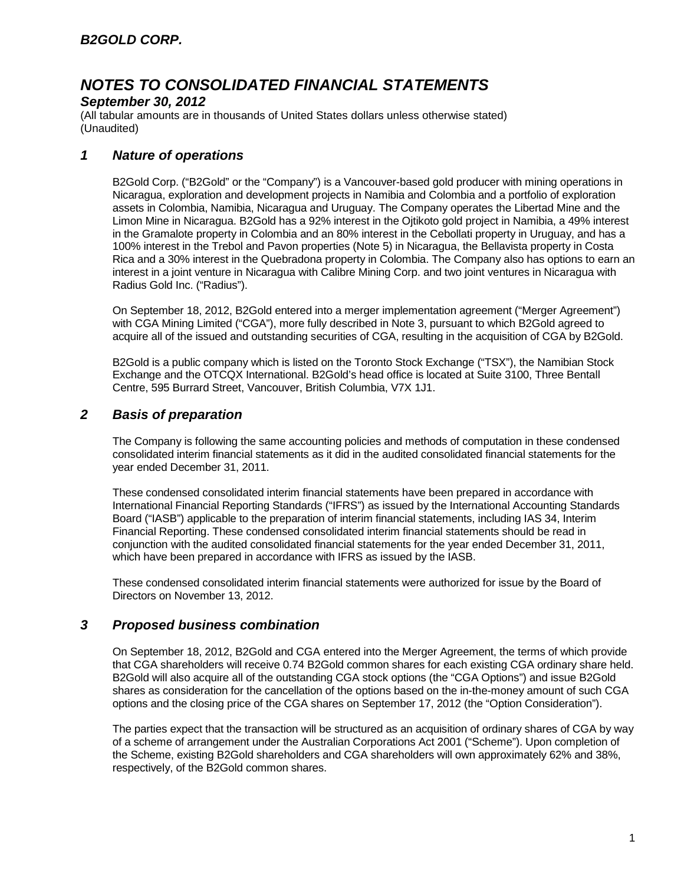# NOTES TO CONSOLIDATED FINANCIAL STATEMENTS

## September 30, 2012

(All tabular amounts are in thousands of United States dollars unless otherwise stated)
(Unaudited)

## 1 Nature of operations

B2Gold Corp. ("B2Gold" or the "Company") is a Vancouver-based gold producer with mining operations in Nicaragua, exploration and development projects in Namibia and Colombia and a portfolio of exploration assets in Colombia, Namibia, Nicaragua and Uruguay. The Company operates the Libertad Mine and the Limon Mine in Nicaragua. B2Gold has a 92% interest in the Ojtikoto gold project in Namibia, a 49% interest in the Gramalote property in Colombia and an 80% interest in the Cebollati property in Uruguay, and has a 100% interest in the Trebol and Pavon properties (Note 5) in Nicaragua, the Bellavista property in Costa Rica and a 30% interest in the Quebradona property in Colombia. The Company also has options to earn an interest in a joint venture in Nicaragua with Calibre Mining Corp. and two joint ventures in Nicaragua with Radius Gold Inc. ("Radius").

On September 18, 2012, B2Gold entered into a merger implementation agreement ("Merger Agreement") with CGA Mining Limited ("CGA"), more fully described in Note 3, pursuant to which B2Gold agreed to acquire all of the issued and outstanding securities of CGA, resulting in the acquisition of CGA by B2Gold.

B2Gold is a public company which is listed on the Toronto Stock Exchange ("TSX"), the Namibian Stock Exchange and the OTCQX International. B2Gold's head office is located at Suite 3100, Three Bentall Centre, 595 Burrard Street, Vancouver, British Columbia, V7X 1J1.

## 2 Basis of preparation

The Company is following the same accounting policies and methods of computation in these condensed consolidated interim financial statements as it did in the audited consolidated financial statements for the year ended December 31, 2011.

These condensed consolidated interim financial statements have been prepared in accordance with International Financial Reporting Standards ("IFRS") as issued by the International Accounting Standards Board ("IASB") applicable to the preparation of interim financial statements, including IAS 34, Interim Financial Reporting. These condensed consolidated interim financial statements should be read in conjunction with the audited consolidated financial statements for the year ended December 31, 2011, which have been prepared in accordance with IFRS as issued by the IASB.

These condensed consolidated interim financial statements were authorized for issue by the Board of Directors on November 13, 2012.

## 3 Proposed business combination

On September 18, 2012, B2Gold and CGA entered into the Merger Agreement, the terms of which provide that CGA shareholders will receive 0.74 B2Gold common shares for each existing CGA ordinary share held. B2Gold will also acquire all of the outstanding CGA stock options (the "CGA Options") and issue B2Gold shares as consideration for the cancellation of the options based on the in-the-money amount of such CGA options and the closing price of the CGA shares on September 17, 2012 (the "Option Consideration").

The parties expect that the transaction will be structured as an acquisition of ordinary shares of CGA by way of a scheme of arrangement under the Australian Corporations Act 2001 ("Scheme"). Upon completion of the Scheme, existing B2Gold shareholders and CGA shareholders will own approximately 62% and 38%, respectively, of the B2Gold common shares.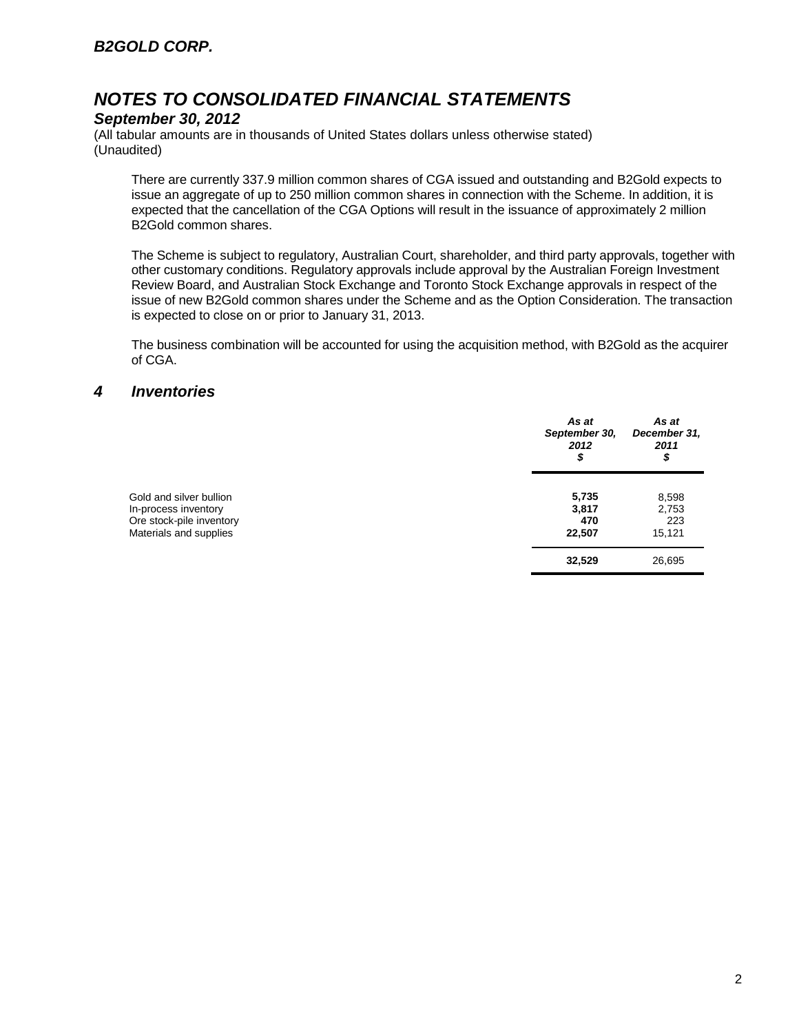There are currently 337.9 million common shares of CGA issued and outstanding and B2Gold expects to issue an aggregate of up to 250 million common shares in connection with the Scheme. In addition, it is expected that the cancellation of the CGA Options will result in the issuance of approximately 2 million B2Gold common shares.

The Scheme is subject to regulatory, Australian Court, shareholder, and third party approvals, together with other customary conditions. Regulatory approvals include approval by the Australian Foreign Investment Review Board, and Australian Stock Exchange and Toronto Stock Exchange approvals in respect of the issue of new B2Gold common shares under the Scheme and as the Option Consideration. The transaction is expected to close on or prior to January 31, 2013.

The business combination will be accounted for using the acquisition method, with B2Gold as the acquirer of CGA.

## 4 Inventories

| | As at September 30, 2012 $ | As at December 31, 2011 $ |
|---|---|---|
| Gold and silver bullion | **5,735** | 8,598 |
| In-process inventory | **3,817** | 2,753 |
| Ore stock-pile inventory | **470** | 223 |
| Materials and supplies | **22,507** | 15,121 |
| | **32,529** | 26,695 |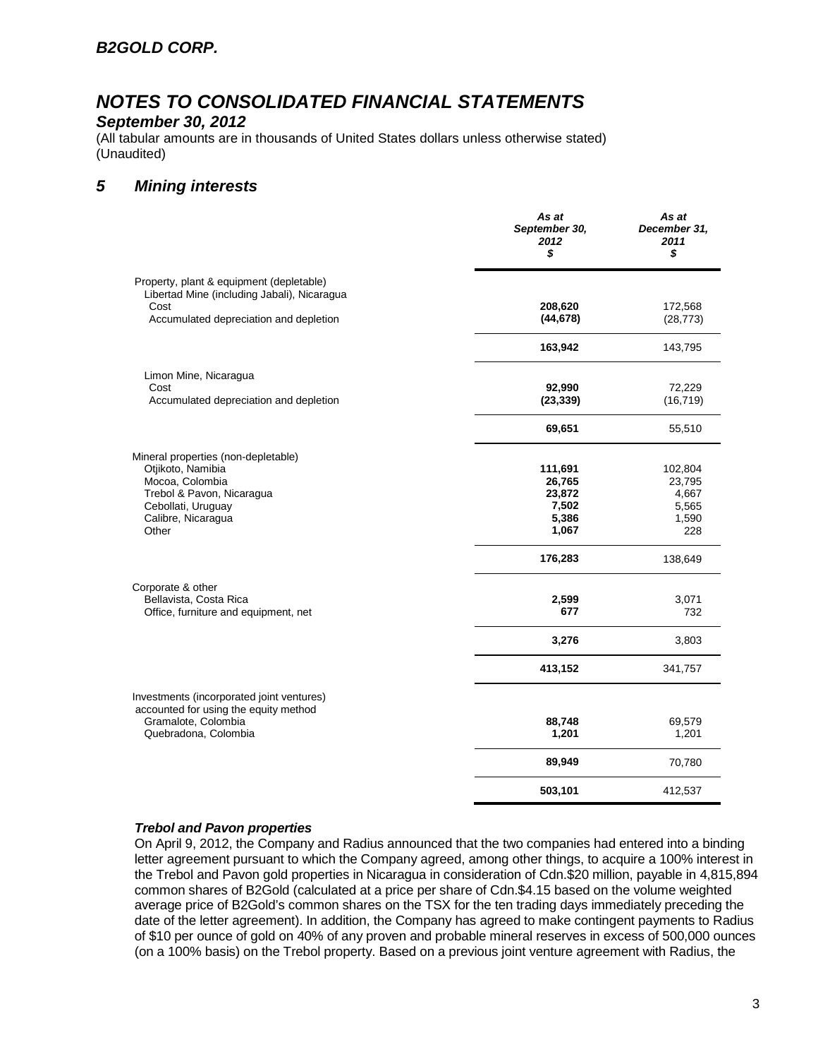# B2GOLD CORP.

# NOTES TO CONSOLIDATED FINANCIAL STATEMENTS

## September 30, 2012

(All tabular amounts are in thousands of United States dollars unless otherwise stated)
(Unaudited)

## 5 Mining interests

| | As at September 30, 2012 $ | As at December 31, 2011 $ |
|---|---|---|
| Property, plant & equipment (depletable) | | |
| Libertad Mine (including Jabali), Nicaragua | | |
| Cost | **208,620** | 172,568 |
| Accumulated depreciation and depletion | **(44,678)** | (28,773) |
| | **163,942** | 143,795 |
| Limon Mine, Nicaragua | | |
| Cost | **92,990** | 72,229 |
| Accumulated depreciation and depletion | **(23,339)** | (16,719) |
| | **69,651** | 55,510 |
| Mineral properties (non-depletable) | | |
| Otjikoto, Namibia | **111,691** | 102,804 |
| Mocoa, Colombia | **26,765** | 23,795 |
| Trebol & Pavon, Nicaragua | **23,872** | 4,667 |
| Cebollati, Uruguay | **7,502** | 5,565 |
| Calibre, Nicaragua | **5,386** | 1,590 |
| Other | **1,067** | 228 |
| | **176,283** | 138,649 |
| Corporate & other | | |
| Bellavista, Costa Rica | **2,599** | 3,071 |
| Office, furniture and equipment, net | **677** | 732 |
| | **3,276** | 3,803 |
| | **413,152** | 341,757 |
| Investments (incorporated joint ventures) accounted for using the equity method | | |
| Gramalote, Colombia | **88,748** | 69,579 |
| Quebradona, Colombia | **1,201** | 1,201 |
| | **89,949** | 70,780 |
| | **503,101** | 412,537 |

***Trebol and Pavon properties***

On April 9, 2012, the Company and Radius announced that the two companies had entered into a binding letter agreement pursuant to which the Company agreed, among other things, to acquire a 100% interest in the Trebol and Pavon gold properties in Nicaragua in consideration of Cdn.$20 million, payable in 4,815,894 common shares of B2Gold (calculated at a price per share of Cdn.$4.15 based on the volume weighted average price of B2Gold's common shares on the TSX for the ten trading days immediately preceding the date of the letter agreement). In addition, the Company has agreed to make contingent payments to Radius of $10 per ounce of gold on 40% of any proven and probable mineral reserves in excess of 500,000 ounces (on a 100% basis) on the Trebol property. Based on a previous joint venture agreement with Radius, the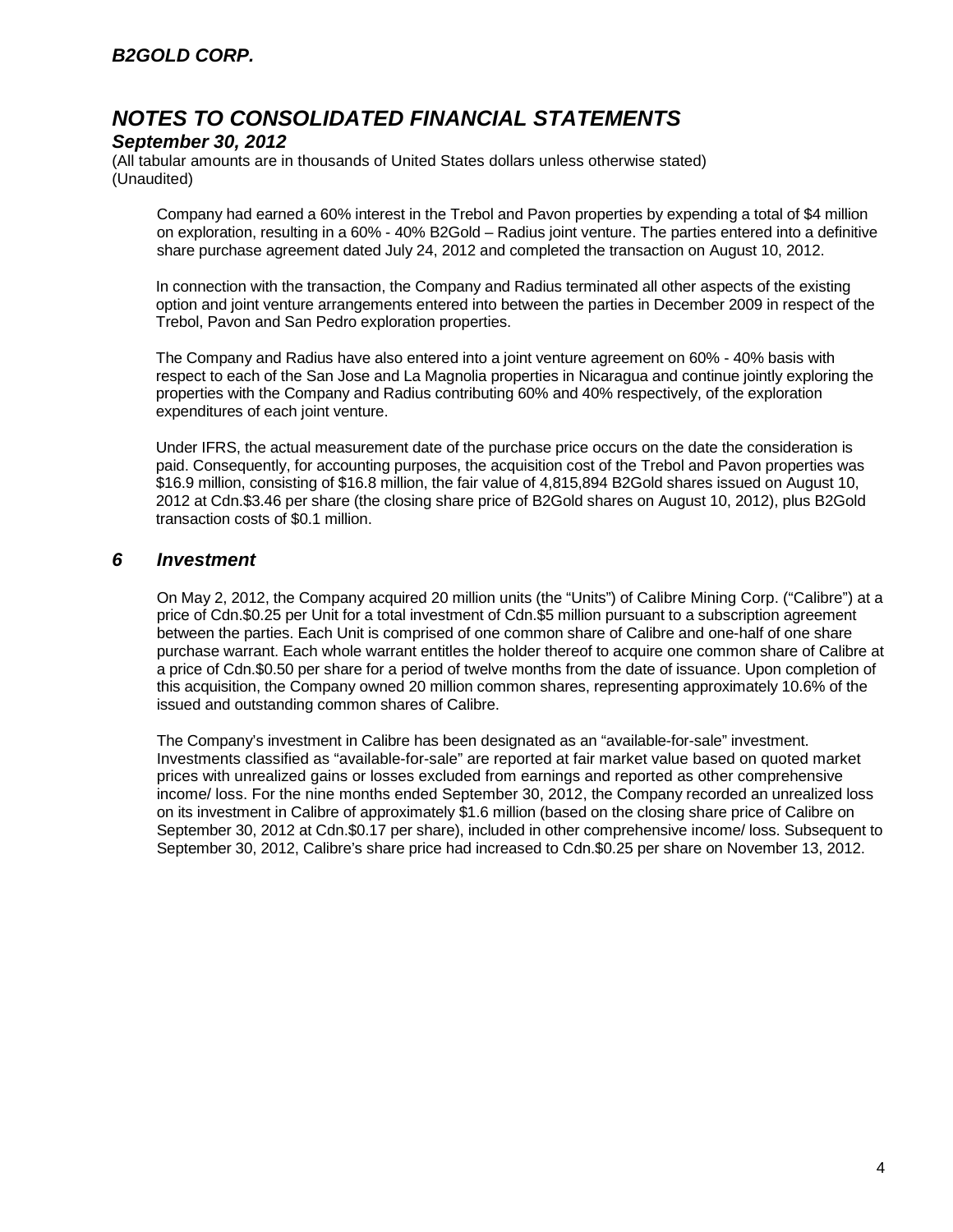Company had earned a 60% interest in the Trebol and Pavon properties by expending a total of $4 million on exploration, resulting in a 60% - 40% B2Gold – Radius joint venture. The parties entered into a definitive share purchase agreement dated July 24, 2012 and completed the transaction on August 10, 2012.

In connection with the transaction, the Company and Radius terminated all other aspects of the existing option and joint venture arrangements entered into between the parties in December 2009 in respect of the Trebol, Pavon and San Pedro exploration properties.

The Company and Radius have also entered into a joint venture agreement on 60% - 40% basis with respect to each of the San Jose and La Magnolia properties in Nicaragua and continue jointly exploring the properties with the Company and Radius contributing 60% and 40% respectively, of the exploration expenditures of each joint venture.

Under IFRS, the actual measurement date of the purchase price occurs on the date the consideration is paid. Consequently, for accounting purposes, the acquisition cost of the Trebol and Pavon properties was $16.9 million, consisting of $16.8 million, the fair value of 4,815,894 B2Gold shares issued on August 10, 2012 at Cdn.$3.46 per share (the closing share price of B2Gold shares on August 10, 2012), plus B2Gold transaction costs of $0.1 million.

## *6 Investment*

On May 2, 2012, the Company acquired 20 million units (the "Units") of Calibre Mining Corp. ("Calibre") at a price of Cdn.$0.25 per Unit for a total investment of Cdn.$5 million pursuant to a subscription agreement between the parties. Each Unit is comprised of one common share of Calibre and one-half of one share purchase warrant. Each whole warrant entitles the holder thereof to acquire one common share of Calibre at a price of Cdn.$0.50 per share for a period of twelve months from the date of issuance. Upon completion of this acquisition, the Company owned 20 million common shares, representing approximately 10.6% of the issued and outstanding common shares of Calibre.

The Company's investment in Calibre has been designated as an "available-for-sale" investment. Investments classified as "available-for-sale" are reported at fair market value based on quoted market prices with unrealized gains or losses excluded from earnings and reported as other comprehensive income/ loss. For the nine months ended September 30, 2012, the Company recorded an unrealized loss on its investment in Calibre of approximately $1.6 million (based on the closing share price of Calibre on September 30, 2012 at Cdn.$0.17 per share), included in other comprehensive income/ loss. Subsequent to September 30, 2012, Calibre's share price had increased to Cdn.$0.25 per share on November 13, 2012.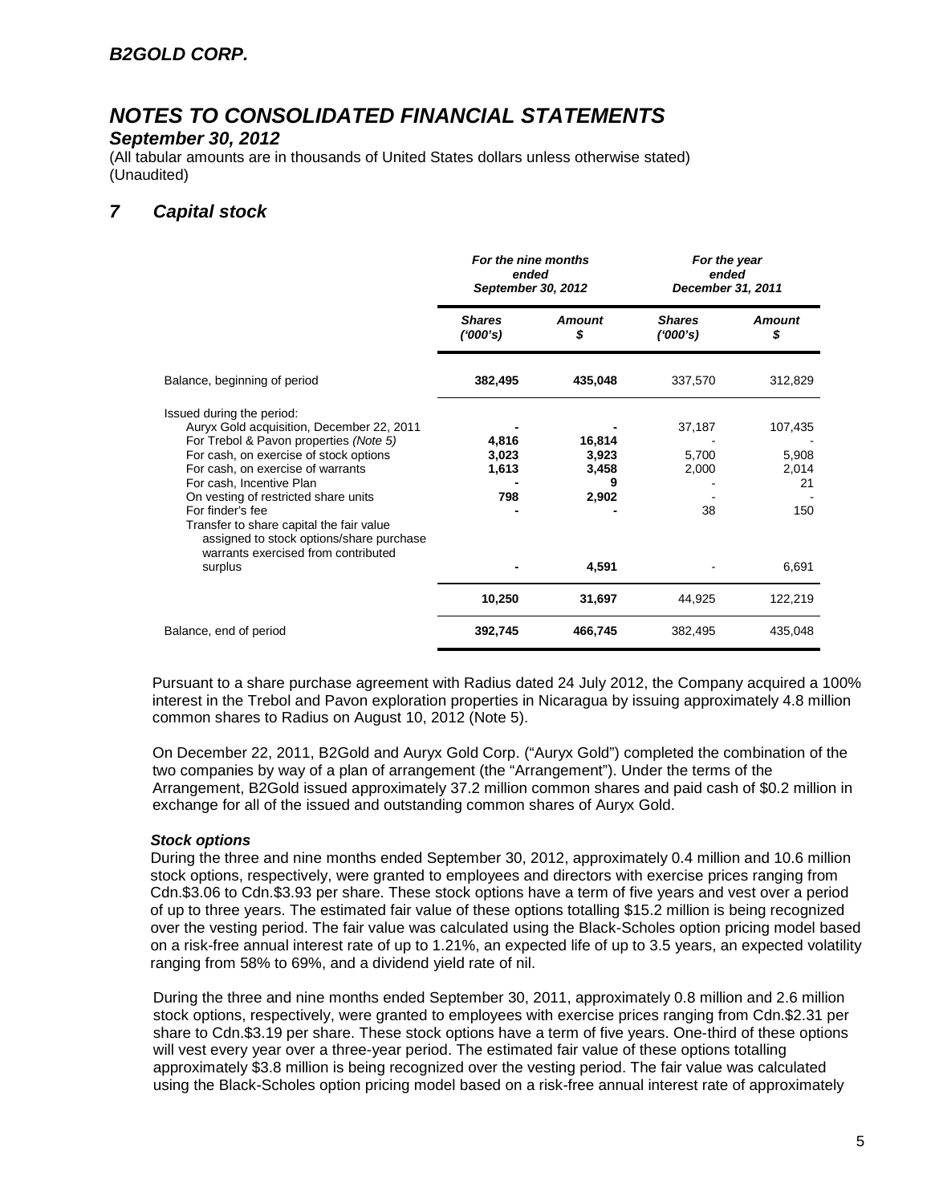## B2GOLD CORP.

# NOTES TO CONSOLIDATED FINANCIAL STATEMENTS

### September 30, 2012

(All tabular amounts are in thousands of United States dollars unless otherwise stated)
(Unaudited)

## 7 Capital stock

| | For the nine months ended September 30, 2012 | | For the year ended December 31, 2011 | |
|---|---|---|---|---|
| | **Shares ('000's)** | **Amount $** | **Shares ('000's)** | **Amount $** |
| Balance, beginning of period | **382,495** | **435,048** | 337,570 | 312,829 |
| Issued during the period: | | | | |
| Auryx Gold acquisition, December 22, 2011 | **-** | **-** | 37,187 | 107,435 |
| For Trebol & Pavon properties *(Note 5)* | **4,816** | **16,814** | - | - |
| For cash, on exercise of stock options | **3,023** | **3,923** | 5,700 | 5,908 |
| For cash, on exercise of warrants | **1,613** | **3,458** | 2,000 | 2,014 |
| For cash, Incentive Plan | **-** | **9** | - | 21 |
| On vesting of restricted share units | **798** | **2,902** | - | - |
| For finder's fee | **-** | **-** | 38 | 150 |
| Transfer to share capital the fair value assigned to stock options/share purchase warrants exercised from contributed surplus | **-** | **4,591** | - | 6,691 |
| | **10,250** | **31,697** | 44,925 | 122,219 |
| Balance, end of period | **392,745** | **466,745** | 382,495 | 435,048 |

Pursuant to a share purchase agreement with Radius dated 24 July 2012, the Company acquired a 100% interest in the Trebol and Pavon exploration properties in Nicaragua by issuing approximately 4.8 million common shares to Radius on August 10, 2012 (Note 5).

On December 22, 2011, B2Gold and Auryx Gold Corp. ("Auryx Gold") completed the combination of the two companies by way of a plan of arrangement (the "Arrangement"). Under the terms of the Arrangement, B2Gold issued approximately 37.2 million common shares and paid cash of $0.2 million in exchange for all of the issued and outstanding common shares of Auryx Gold.

***Stock options***

During the three and nine months ended September 30, 2012, approximately 0.4 million and 10.6 million stock options, respectively, were granted to employees and directors with exercise prices ranging from Cdn.$3.06 to Cdn.$3.93 per share. These stock options have a term of five years and vest over a period of up to three years. The estimated fair value of these options totalling $15.2 million is being recognized over the vesting period. The fair value was calculated using the Black-Scholes option pricing model based on a risk-free annual interest rate of up to 1.21%, an expected life of up to 3.5 years, an expected volatility ranging from 58% to 69%, and a dividend yield rate of nil.

During the three and nine months ended September 30, 2011, approximately 0.8 million and 2.6 million stock options, respectively, were granted to employees with exercise prices ranging from Cdn.$2.31 per share to Cdn.$3.19 per share. These stock options have a term of five years. One-third of these options will vest every year over a three-year period. The estimated fair value of these options totalling approximately $3.8 million is being recognized over the vesting period. The fair value was calculated using the Black-Scholes option pricing model based on a risk-free annual interest rate of approximately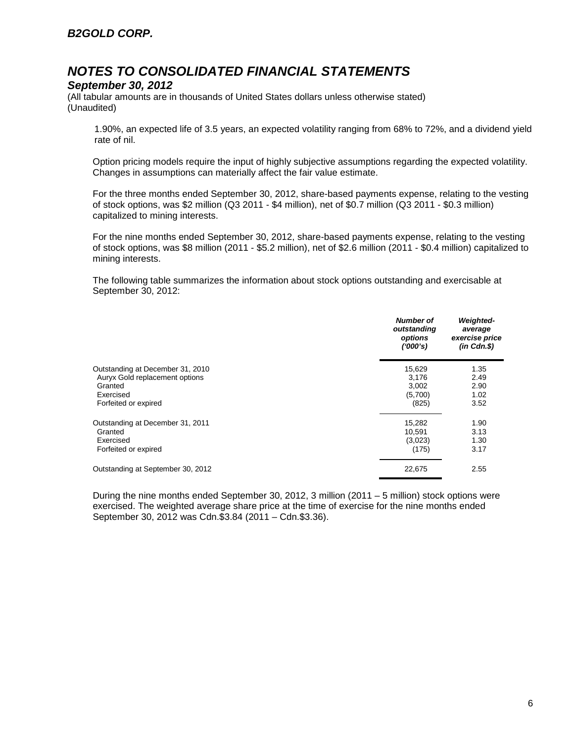1.90%, an expected life of 3.5 years, an expected volatility ranging from 68% to 72%, and a dividend yield rate of nil.

Option pricing models require the input of highly subjective assumptions regarding the expected volatility. Changes in assumptions can materially affect the fair value estimate.

For the three months ended September 30, 2012, share-based payments expense, relating to the vesting of stock options, was $2 million (Q3 2011 - $4 million), net of $0.7 million (Q3 2011 - $0.3 million) capitalized to mining interests.

For the nine months ended September 30, 2012, share-based payments expense, relating to the vesting of stock options, was $8 million (2011 - $5.2 million), net of $2.6 million (2011 - $0.4 million) capitalized to mining interests.

The following table summarizes the information about stock options outstanding and exercisable at September 30, 2012:

| | ***Number of outstanding options ('000's)*** | ***Weighted-average exercise price (in Cdn.$)*** |
|---|---|---|
| Outstanding at December 31, 2010 | 15,629 | 1.35 |
| Auryx Gold replacement options | 3,176 | 2.49 |
| Granted | 3,002 | 2.90 |
| Exercised | (5,700) | 1.02 |
| Forfeited or expired | (825) | 3.52 |
| Outstanding at December 31, 2011 | 15,282 | 1.90 |
| Granted | 10,591 | 3.13 |
| Exercised | (3,023) | 1.30 |
| Forfeited or expired | (175) | 3.17 |
| Outstanding at September 30, 2012 | 22,675 | 2.55 |

During the nine months ended September 30, 2012, 3 million (2011 – 5 million) stock options were exercised. The weighted average share price at the time of exercise for the nine months ended September 30, 2012 was Cdn.$3.84 (2011 – Cdn.$3.36).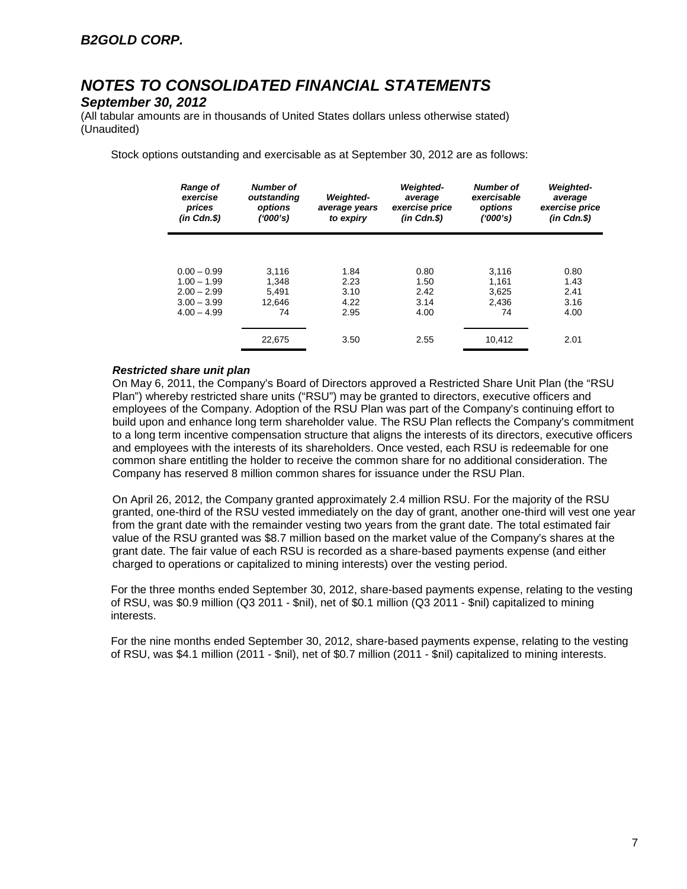# NOTES TO CONSOLIDATED FINANCIAL STATEMENTS

## September 30, 2012

(All tabular amounts are in thousands of United States dollars unless otherwise stated)
(Unaudited)

Stock options outstanding and exercisable as at September 30, 2012 are as follows:

| *Range of exercise prices (in Cdn.$)* | *Number of outstanding options ('000's)* | *Weighted-average years to expiry* | *Weighted-average exercise price (in Cdn.$)* | *Number of exercisable options ('000's)* | *Weighted-average exercise price (in Cdn.$)* |
|---|---|---|---|---|---|
| 0.00 – 0.99 | 3,116 | 1.84 | 0.80 | 3,116 | 0.80 |
| 1.00 – 1.99 | 1,348 | 2.23 | 1.50 | 1,161 | 1.43 |
| 2.00 – 2.99 | 5,491 | 3.10 | 2.42 | 3,625 | 2.41 |
| 3.00 – 3.99 | 12,646 | 4.22 | 3.14 | 2,436 | 3.16 |
| 4.00 – 4.99 | 74 | 2.95 | 4.00 | 74 | 4.00 |
| | 22,675 | 3.50 | 2.55 | 10,412 | 2.01 |

***Restricted share unit plan***

On May 6, 2011, the Company's Board of Directors approved a Restricted Share Unit Plan (the "RSU Plan") whereby restricted share units ("RSU") may be granted to directors, executive officers and employees of the Company. Adoption of the RSU Plan was part of the Company's continuing effort to build upon and enhance long term shareholder value. The RSU Plan reflects the Company's commitment to a long term incentive compensation structure that aligns the interests of its directors, executive officers and employees with the interests of its shareholders. Once vested, each RSU is redeemable for one common share entitling the holder to receive the common share for no additional consideration. The Company has reserved 8 million common shares for issuance under the RSU Plan.

On April 26, 2012, the Company granted approximately 2.4 million RSU. For the majority of the RSU granted, one-third of the RSU vested immediately on the day of grant, another one-third will vest one year from the grant date with the remainder vesting two years from the grant date. The total estimated fair value of the RSU granted was $8.7 million based on the market value of the Company's shares at the grant date. The fair value of each RSU is recorded as a share-based payments expense (and either charged to operations or capitalized to mining interests) over the vesting period.

For the three months ended September 30, 2012, share-based payments expense, relating to the vesting of RSU, was $0.9 million (Q3 2011 - $nil), net of $0.1 million (Q3 2011 - $nil) capitalized to mining interests.

For the nine months ended September 30, 2012, share-based payments expense, relating to the vesting of RSU, was $4.1 million (2011 - $nil), net of $0.7 million (2011 - $nil) capitalized to mining interests.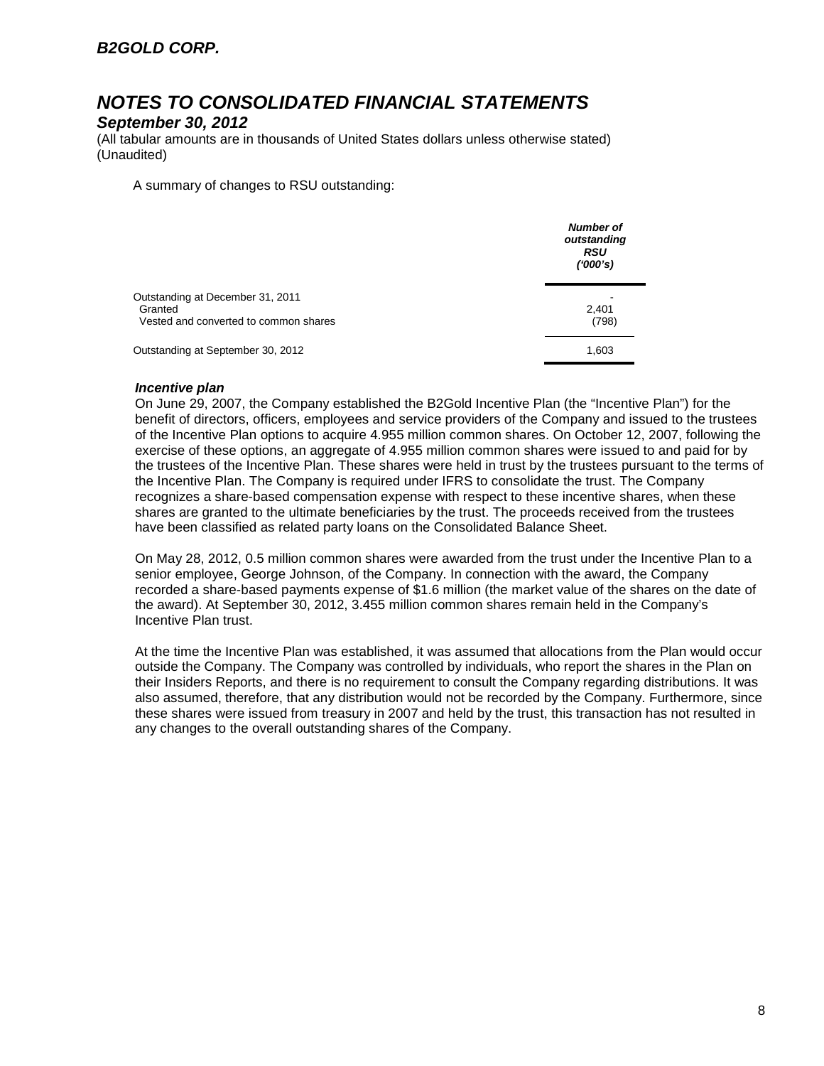# NOTES TO CONSOLIDATED FINANCIAL STATEMENTS

## September 30, 2012

(All tabular amounts are in thousands of United States dollars unless otherwise stated)
(Unaudited)

A summary of changes to RSU outstanding:

| | ***Number of outstanding RSU ('000's)*** |
|---|---|
| Outstanding at December 31, 2011 | - |
| Granted | 2,401 |
| Vested and converted to common shares | (798) |
| Outstanding at September 30, 2012 | 1,603 |

***Incentive plan***

On June 29, 2007, the Company established the B2Gold Incentive Plan (the "Incentive Plan") for the benefit of directors, officers, employees and service providers of the Company and issued to the trustees of the Incentive Plan options to acquire 4.955 million common shares. On October 12, 2007, following the exercise of these options, an aggregate of 4.955 million common shares were issued to and paid for by the trustees of the Incentive Plan. These shares were held in trust by the trustees pursuant to the terms of the Incentive Plan. The Company is required under IFRS to consolidate the trust. The Company recognizes a share-based compensation expense with respect to these incentive shares, when these shares are granted to the ultimate beneficiaries by the trust. The proceeds received from the trustees have been classified as related party loans on the Consolidated Balance Sheet.

On May 28, 2012, 0.5 million common shares were awarded from the trust under the Incentive Plan to a senior employee, George Johnson, of the Company. In connection with the award, the Company recorded a share-based payments expense of $1.6 million (the market value of the shares on the date of the award). At September 30, 2012, 3.455 million common shares remain held in the Company's Incentive Plan trust.

At the time the Incentive Plan was established, it was assumed that allocations from the Plan would occur outside the Company. The Company was controlled by individuals, who report the shares in the Plan on their Insiders Reports, and there is no requirement to consult the Company regarding distributions. It was also assumed, therefore, that any distribution would not be recorded by the Company. Furthermore, since these shares were issued from treasury in 2007 and held by the trust, this transaction has not resulted in any changes to the overall outstanding shares of the Company.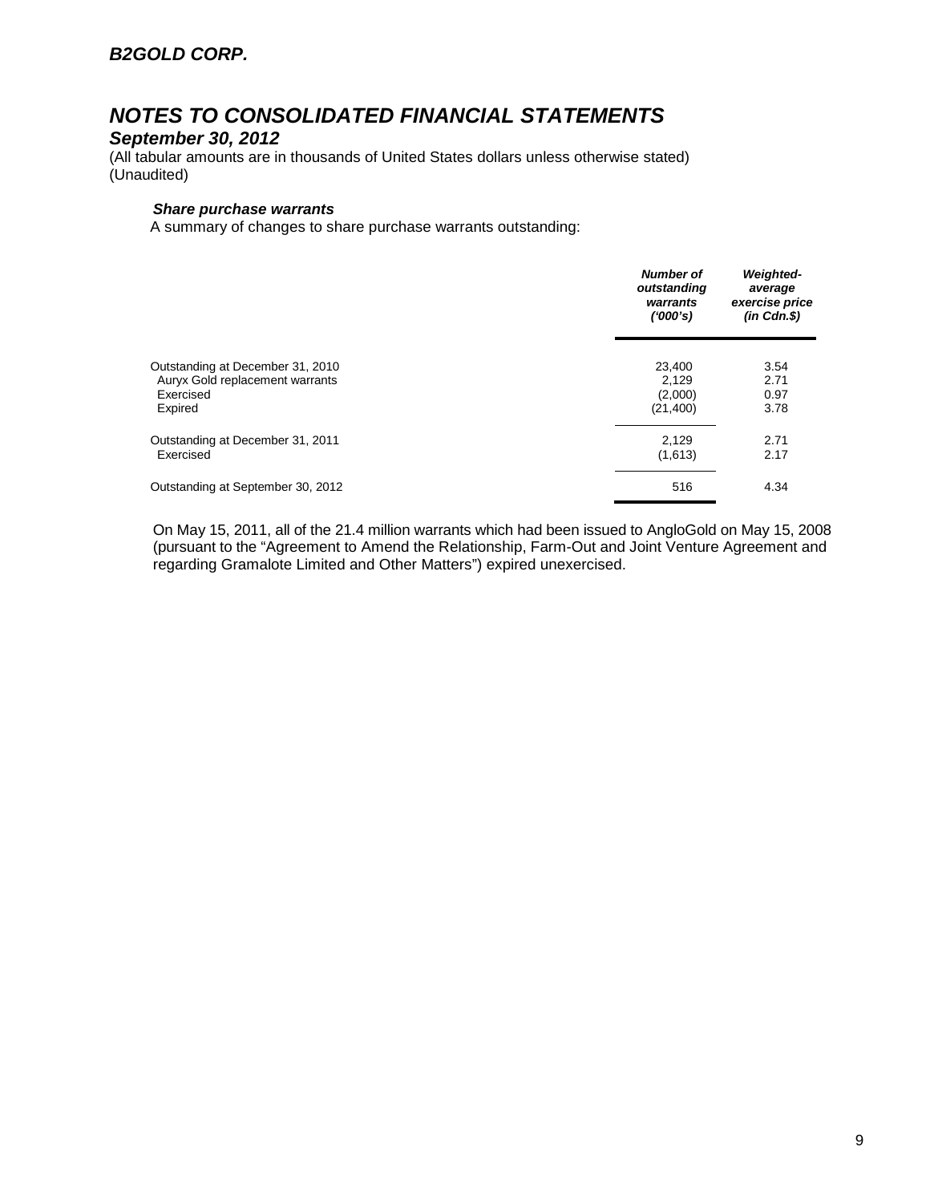# NOTES TO CONSOLIDATED FINANCIAL STATEMENTS

## September 30, 2012

(All tabular amounts are in thousands of United States dollars unless otherwise stated)
(Unaudited)

### Share purchase warrants

A summary of changes to share purchase warrants outstanding:

| | *Number of outstanding warrants ('000's)* | *Weighted-average exercise price (in Cdn.$)* |
|---|---|---|
| Outstanding at December 31, 2010 | 23,400 | 3.54 |
| Auryx Gold replacement warrants | 2,129 | 2.71 |
| Exercised | (2,000) | 0.97 |
| Expired | (21,400) | 3.78 |
| Outstanding at December 31, 2011 | 2,129 | 2.71 |
| Exercised | (1,613) | 2.17 |
| Outstanding at September 30, 2012 | 516 | 4.34 |

On May 15, 2011, all of the 21.4 million warrants which had been issued to AngloGold on May 15, 2008 (pursuant to the "Agreement to Amend the Relationship, Farm-Out and Joint Venture Agreement and regarding Gramalote Limited and Other Matters") expired unexercised.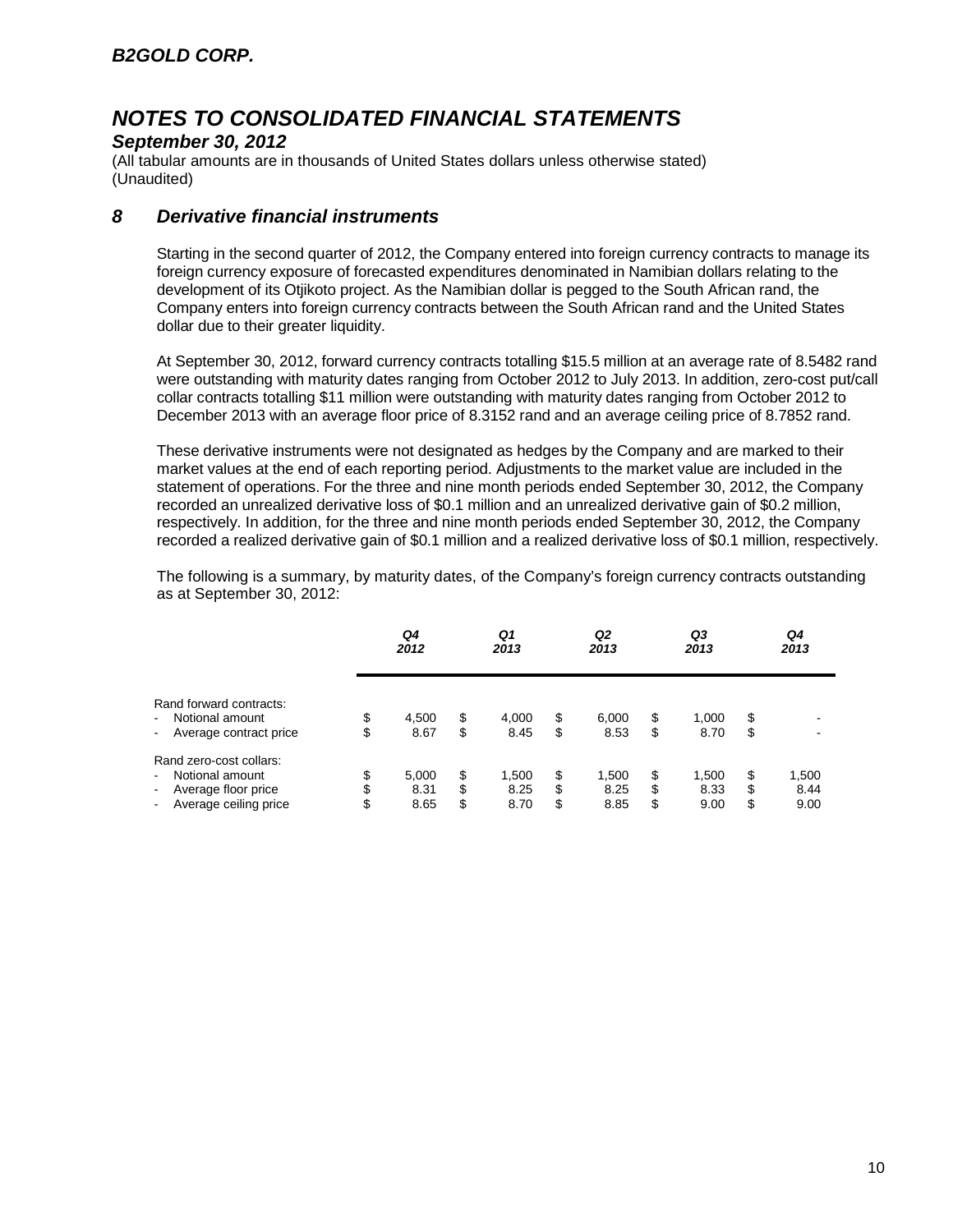**B2GOLD CORP.**

# NOTES TO CONSOLIDATED FINANCIAL STATEMENTS

***September 30, 2012***

(All tabular amounts are in thousands of United States dollars unless otherwise stated)
(Unaudited)

## 8 Derivative financial instruments

Starting in the second quarter of 2012, the Company entered into foreign currency contracts to manage its foreign currency exposure of forecasted expenditures denominated in Namibian dollars relating to the development of its Otjikoto project. As the Namibian dollar is pegged to the South African rand, the Company enters into foreign currency contracts between the South African rand and the United States dollar due to their greater liquidity.

At September 30, 2012, forward currency contracts totalling $15.5 million at an average rate of 8.5482 rand were outstanding with maturity dates ranging from October 2012 to July 2013. In addition, zero-cost put/call collar contracts totalling $11 million were outstanding with maturity dates ranging from October 2012 to December 2013 with an average floor price of 8.3152 rand and an average ceiling price of 8.7852 rand.

These derivative instruments were not designated as hedges by the Company and are marked to their market values at the end of each reporting period. Adjustments to the market value are included in the statement of operations. For the three and nine month periods ended September 30, 2012, the Company recorded an unrealized derivative loss of $0.1 million and an unrealized derivative gain of $0.2 million, respectively. In addition, for the three and nine month periods ended September 30, 2012, the Company recorded a realized derivative gain of $0.1 million and a realized derivative loss of $0.1 million, respectively.

The following is a summary, by maturity dates, of the Company's foreign currency contracts outstanding as at September 30, 2012:

| | *Q4 2012* | *Q1 2013* | *Q2 2013* | *Q3 2013* | *Q4 2013* |
|---|---|---|---|---|---|
| Rand forward contracts: | | | | | |
| - Notional amount | $ 4,500 | $ 4,000 | $ 6,000 | $ 1,000 | $ - |
| - Average contract price | $ 8.67 | $ 8.45 | $ 8.53 | $ 8.70 | $ - |
| Rand zero-cost collars: | | | | | |
| - Notional amount | $ 5,000 | $ 1,500 | $ 1,500 | $ 1,500 | $ 1,500 |
| - Average floor price | $ 8.31 | $ 8.25 | $ 8.25 | $ 8.33 | $ 8.44 |
| - Average ceiling price | $ 8.65 | $ 8.70 | $ 8.85 | $ 9.00 | $ 9.00 |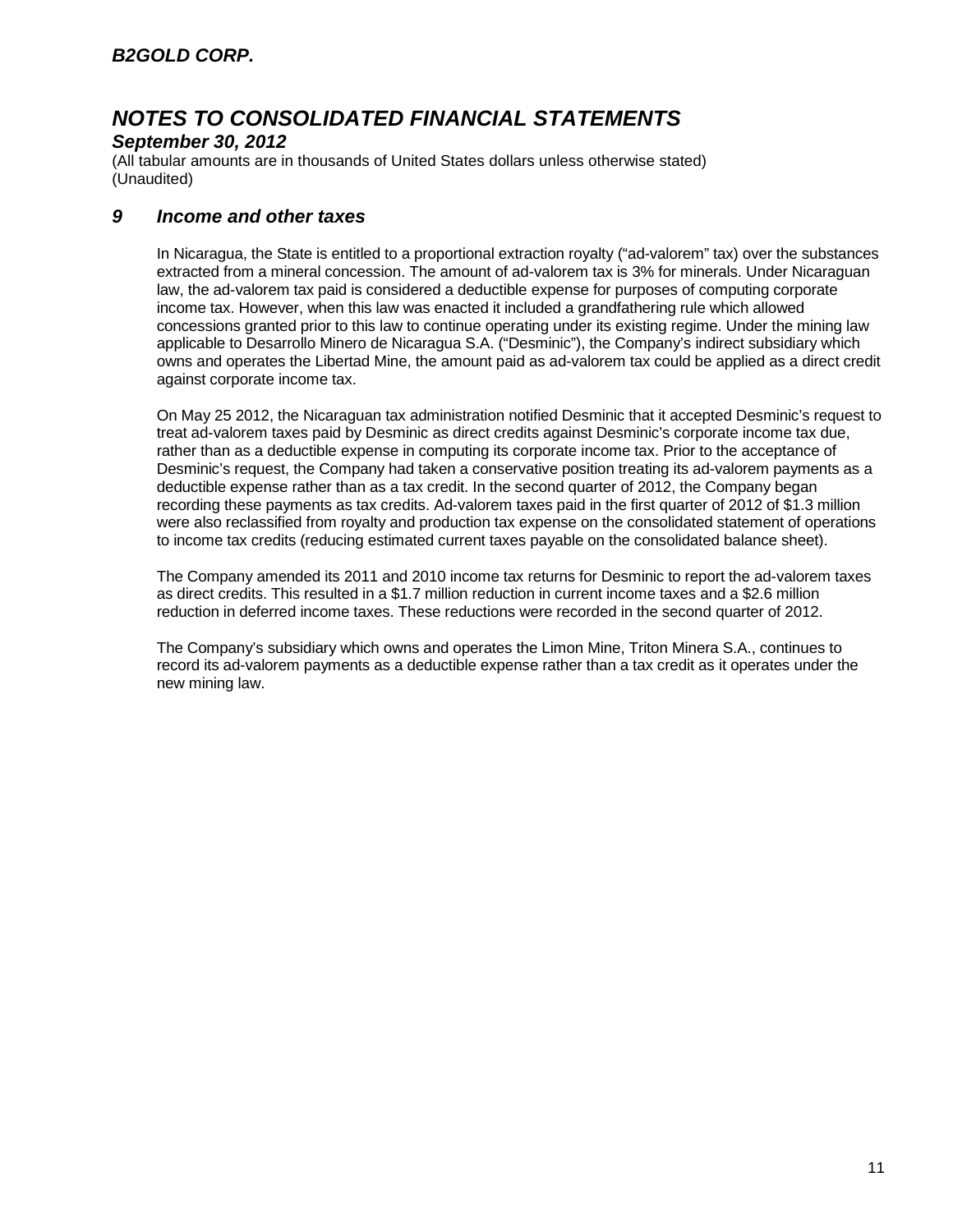## 9 Income and other taxes

In Nicaragua, the State is entitled to a proportional extraction royalty ("ad-valorem" tax) over the substances extracted from a mineral concession. The amount of ad-valorem tax is 3% for minerals. Under Nicaraguan law, the ad-valorem tax paid is considered a deductible expense for purposes of computing corporate income tax. However, when this law was enacted it included a grandfathering rule which allowed concessions granted prior to this law to continue operating under its existing regime. Under the mining law applicable to Desarrollo Minero de Nicaragua S.A. ("Desminic"), the Company's indirect subsidiary which owns and operates the Libertad Mine, the amount paid as ad-valorem tax could be applied as a direct credit against corporate income tax.

On May 25 2012, the Nicaraguan tax administration notified Desminic that it accepted Desminic's request to treat ad-valorem taxes paid by Desminic as direct credits against Desminic's corporate income tax due, rather than as a deductible expense in computing its corporate income tax. Prior to the acceptance of Desminic's request, the Company had taken a conservative position treating its ad-valorem payments as a deductible expense rather than as a tax credit. In the second quarter of 2012, the Company began recording these payments as tax credits. Ad-valorem taxes paid in the first quarter of 2012 of $1.3 million were also reclassified from royalty and production tax expense on the consolidated statement of operations to income tax credits (reducing estimated current taxes payable on the consolidated balance sheet).

The Company amended its 2011 and 2010 income tax returns for Desminic to report the ad-valorem taxes as direct credits. This resulted in a $1.7 million reduction in current income taxes and a $2.6 million reduction in deferred income taxes. These reductions were recorded in the second quarter of 2012.

The Company's subsidiary which owns and operates the Limon Mine, Triton Minera S.A., continues to record its ad-valorem payments as a deductible expense rather than a tax credit as it operates under the new mining law.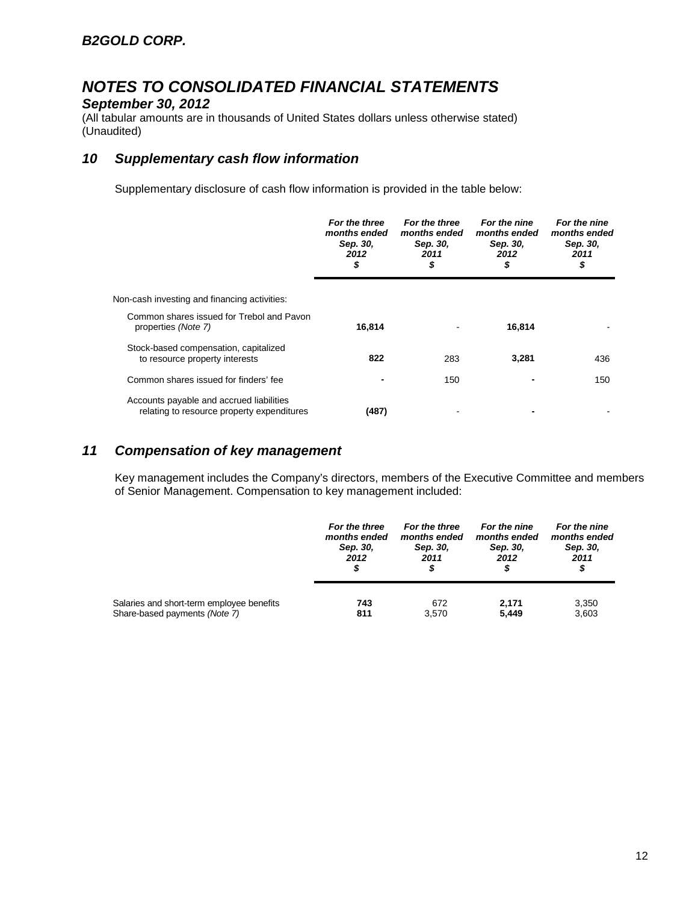## B2GOLD CORP.

# NOTES TO CONSOLIDATED FINANCIAL STATEMENTS

### September 30, 2012

(All tabular amounts are in thousands of United States dollars unless otherwise stated)
(Unaudited)

## 10 Supplementary cash flow information

Supplementary disclosure of cash flow information is provided in the table below:

| | For the three months ended Sep. 30, 2012 $ | For the three months ended Sep. 30, 2011 $ | For the nine months ended Sep. 30, 2012 $ | For the nine months ended Sep. 30, 2011 $ |
|---|---|---|---|---|
| Non-cash investing and financing activities: | | | | |
| Common shares issued for Trebol and Pavon properties *(Note 7)* | **16,814** | - | **16,814** | - |
| Stock-based compensation, capitalized to resource property interests | **822** | 283 | **3,281** | 436 |
| Common shares issued for finders' fee | **-** | 150 | **-** | 150 |
| Accounts payable and accrued liabilities relating to resource property expenditures | **(487)** | - | **-** | - |

## 11 Compensation of key management

Key management includes the Company's directors, members of the Executive Committee and members of Senior Management. Compensation to key management included:

| | For the three months ended Sep. 30, 2012 $ | For the three months ended Sep. 30, 2011 $ | For the nine months ended Sep. 30, 2012 $ | For the nine months ended Sep. 30, 2011 $ |
|---|---|---|---|---|
| Salaries and short-term employee benefits | **743** | 672 | **2,171** | 3,350 |
| Share-based payments *(Note 7)* | **811** | 3,570 | **5,449** | 3,603 |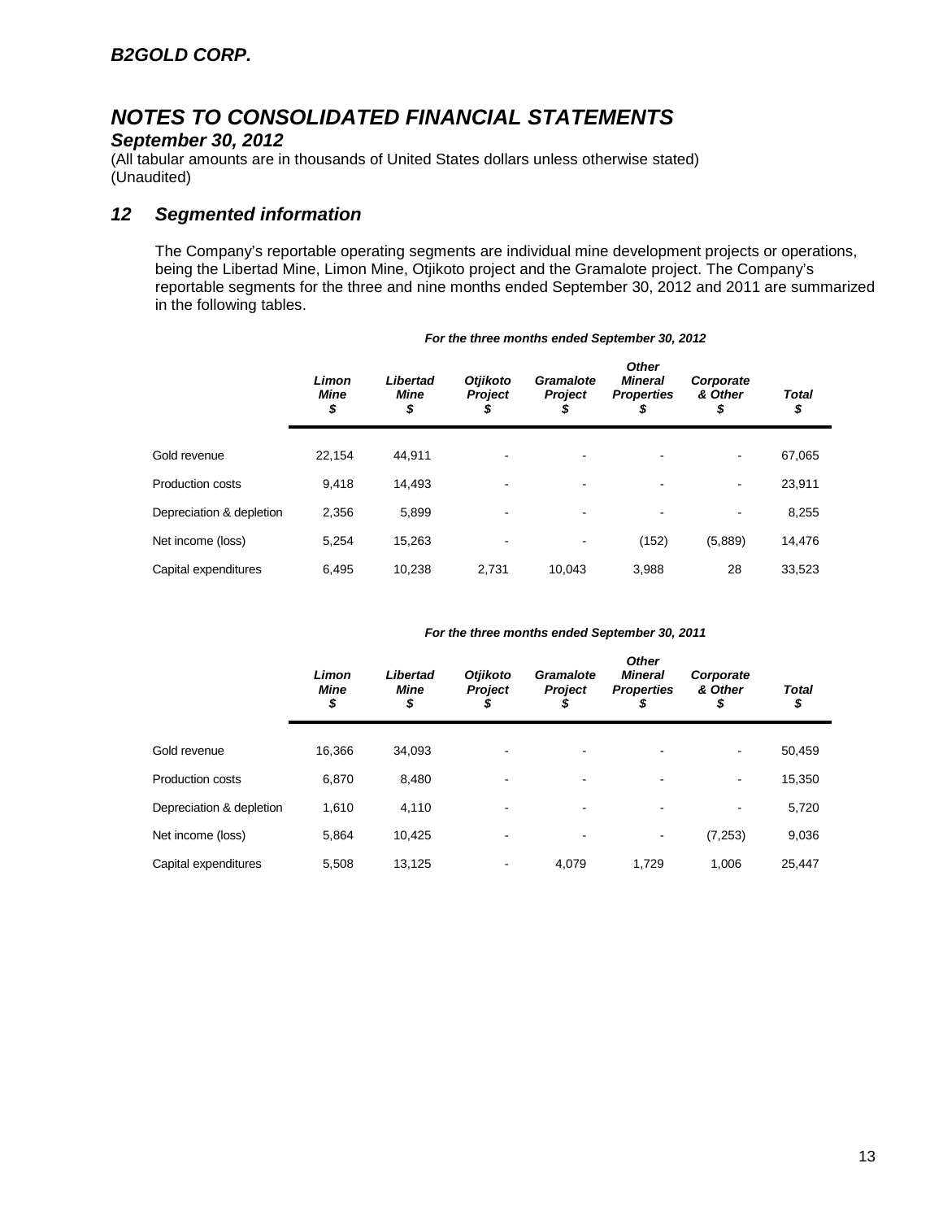# B2GOLD CORP.

# NOTES TO CONSOLIDATED FINANCIAL STATEMENTS

## September 30, 2012

(All tabular amounts are in thousands of United States dollars unless otherwise stated)
(Unaudited)

## 12 Segmented information

The Company's reportable operating segments are individual mine development projects or operations, being the Libertad Mine, Limon Mine, Otjikoto project and the Gramalote project. The Company's reportable segments for the three and nine months ended September 30, 2012 and 2011 are summarized in the following tables.

*For the three months ended September 30, 2012*

| | Limon Mine $ | Libertad Mine $ | Otjikoto Project $ | Gramalote Project $ | Other Mineral Properties $ | Corporate & Other $ | Total $ |
|---|---|---|---|---|---|---|---|
| Gold revenue | 22,154 | 44,911 | - | - | - | - | 67,065 |
| Production costs | 9,418 | 14,493 | - | - | - | - | 23,911 |
| Depreciation & depletion | 2,356 | 5,899 | - | - | - | - | 8,255 |
| Net income (loss) | 5,254 | 15,263 | - | - | (152) | (5,889) | 14,476 |
| Capital expenditures | 6,495 | 10,238 | 2,731 | 10,043 | 3,988 | 28 | 33,523 |

*For the three months ended September 30, 2011*

| | Limon Mine $ | Libertad Mine $ | Otjikoto Project $ | Gramalote Project $ | Other Mineral Properties $ | Corporate & Other $ | Total $ |
|---|---|---|---|---|---|---|---|
| Gold revenue | 16,366 | 34,093 | - | - | - | - | 50,459 |
| Production costs | 6,870 | 8,480 | - | - | - | - | 15,350 |
| Depreciation & depletion | 1,610 | 4,110 | - | - | - | - | 5,720 |
| Net income (loss) | 5,864 | 10,425 | - | - | - | (7,253) | 9,036 |
| Capital expenditures | 5,508 | 13,125 | - | 4,079 | 1,729 | 1,006 | 25,447 |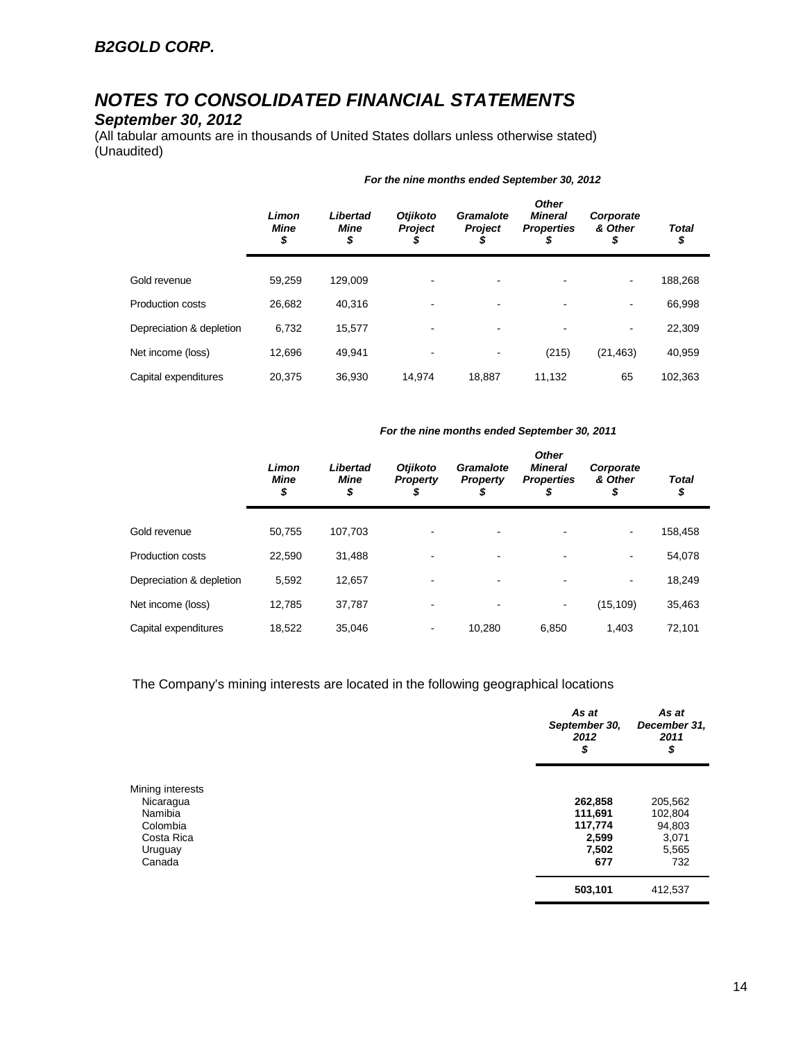**B2GOLD CORP.**

# NOTES TO CONSOLIDATED FINANCIAL STATEMENTS
## September 30, 2012
(All tabular amounts are in thousands of United States dollars unless otherwise stated)
(Unaudited)

***For the nine months ended September 30, 2012***

| | *Limon Mine* $ | *Libertad Mine* $ | *Otjikoto Project* $ | *Gramalote Project* $ | *Other Mineral Properties* $ | *Corporate & Other* $ | *Total* $ |
|---|---|---|---|---|---|---|---|
| Gold revenue | 59,259 | 129,009 | - | - | - | - | 188,268 |
| Production costs | 26,682 | 40,316 | - | - | - | - | 66,998 |
| Depreciation & depletion | 6,732 | 15,577 | - | - | - | - | 22,309 |
| Net income (loss) | 12,696 | 49,941 | - | - | (215) | (21,463) | 40,959 |
| Capital expenditures | 20,375 | 36,930 | 14,974 | 18,887 | 11,132 | 65 | 102,363 |

***For the nine months ended September 30, 2011***

| | *Limon Mine* $ | *Libertad Mine* $ | *Otjikoto Property* $ | *Gramalote Property* $ | *Other Mineral Properties* $ | *Corporate & Other* $ | *Total* $ |
|---|---|---|---|---|---|---|---|
| Gold revenue | 50,755 | 107,703 | - | - | - | - | 158,458 |
| Production costs | 22,590 | 31,488 | - | - | - | - | 54,078 |
| Depreciation & depletion | 5,592 | 12,657 | - | - | - | - | 18,249 |
| Net income (loss) | 12,785 | 37,787 | - | - | - | (15,109) | 35,463 |
| Capital expenditures | 18,522 | 35,046 | - | 10,280 | 6,850 | 1,403 | 72,101 |

The Company's mining interests are located in the following geographical locations

| | *As at September 30, 2012* $ | *As at December 31, 2011* $ |
|---|---|---|
| Mining interests | | |
| Nicaragua | **262,858** | 205,562 |
| Namibia | **111,691** | 102,804 |
| Colombia | **117,774** | 94,803 |
| Costa Rica | **2,599** | 3,071 |
| Uruguay | **7,502** | 5,565 |
| Canada | **677** | 732 |
| | **503,101** | 412,537 |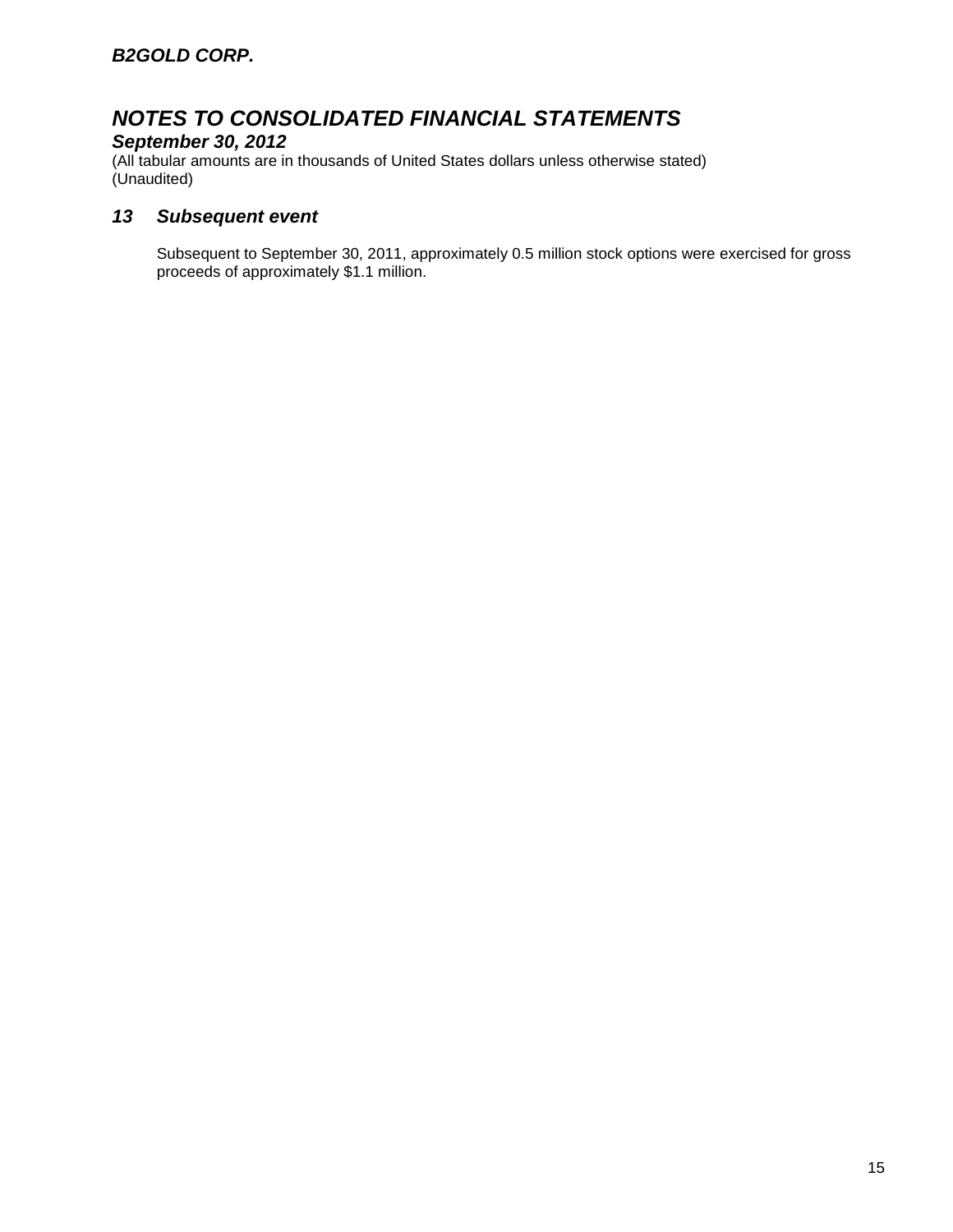# NOTES TO CONSOLIDATED FINANCIAL STATEMENTS

***September 30, 2012***

(All tabular amounts are in thousands of United States dollars unless otherwise stated)
(Unaudited)

## *13 Subsequent event*

Subsequent to September 30, 2011, approximately 0.5 million stock options were exercised for gross proceeds of approximately $1.1 million.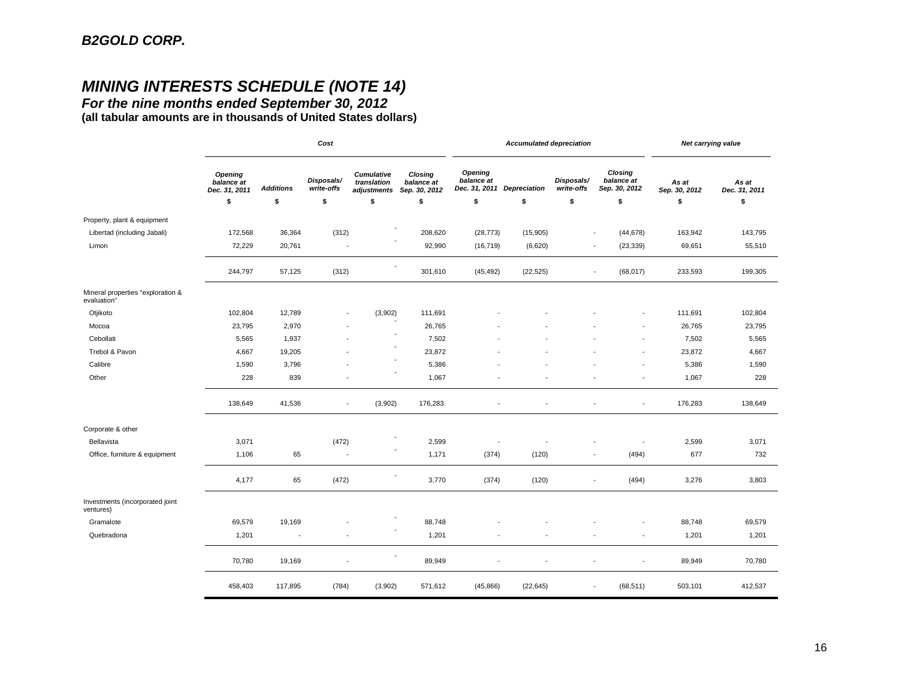**B2GOLD CORP.**

## *MINING INTERESTS SCHEDULE (NOTE 14)*

### *For the nine months ended September 30, 2012*

**(all tabular amounts are in thousands of United States dollars)**

| | Cost | | | | | Accumulated depreciation | | | | Net carrying value | |
|---|---|---|---|---|---|---|---|---|---|---|---|
| | Opening balance at Dec. 31, 2011 | Additions | Disposals/ write-offs | Cumulative translation adjustments | Closing balance at Sep. 30, 2012 | Opening balance at Dec. 31, 2011 | Depreciation | Disposals/ write-offs | Closing balance at Sep. 30, 2012 | As at Sep. 30, 2012 | As at Dec. 31, 2011 |
| | $ | $ | $ | $ | $ | $ | $ | $ | $ | $ | $ |
| Property, plant & equipment | | | | | | | | | | | |
| Libertad (including Jabali) | 172,568 | 36,364 | (312) | - | 208,620 | (28,773) | (15,905) | - | (44,678) | 163,942 | 143,795 |
| Limon | 72,229 | 20,761 | - | - | 92,990 | (16,719) | (6,620) | - | (23,339) | 69,651 | 55,510 |
| | 244,797 | 57,125 | (312) | - | 301,610 | (45,492) | (22,525) | - | (68,017) | 233,593 | 199,305 |
| Mineral properties "exploration & evaluation" | | | | | | | | | | | |
| Otjikoto | 102,804 | 12,789 | - | (3,902) | 111,691 | - | - | - | - | 111,691 | 102,804 |
| Mocoa | 23,795 | 2,970 | - | - | 26,765 | - | - | - | - | 26,765 | 23,795 |
| Cebollati | 5,565 | 1,937 | - | - | 7,502 | - | - | - | - | 7,502 | 5,565 |
| Trebol & Pavon | 4,667 | 19,205 | - | - | 23,872 | - | - | - | - | 23,872 | 4,667 |
| Calibre | 1,590 | 3,796 | - | - | 5,386 | - | - | - | - | 5,386 | 1,590 |
| Other | 228 | 839 | - | - | 1,067 | - | - | - | - | 1,067 | 228 |
| | 138,649 | 41,536 | - | (3,902) | 176,283. | - | - | - | - | 176,283 | 138,649 |
| Corporate & other | | | | | | | | | | | |
| Bellavista | 3,071 | | (472) | - | 2,599 | - | - | - | - | 2,599 | 3,071 |
| Office, furniture & equipment | 1,106 | 65 | - | - | 1,171 | (374) | (120) | - | (494) | 677 | 732 |
| | 4,177 | 65 | (472) | - | 3,770 | (374) | (120) | - | (494) | 3,276 | 3,803 |
| Investments (incorporated joint ventures) | | | | | | | | | | | |
| Gramalote | 69,579 | 19,169 | - | - | 88,748 | - | - | - | - | 88,748 | 69,579 |
| Quebradona | 1,201 | - | - | - | 1,201 | - | - | - | - | 1,201 | 1,201 |
| | 70,780 | 19,169 | - | - | 89,949 | - | - | - | - | 89,949 | 70,780 |
| | 458,403 | 117,895 | (784) | (3,902) | 571,612 | (45,866) | (22,645) | - | (68,511) | 503,101 | 412,537 |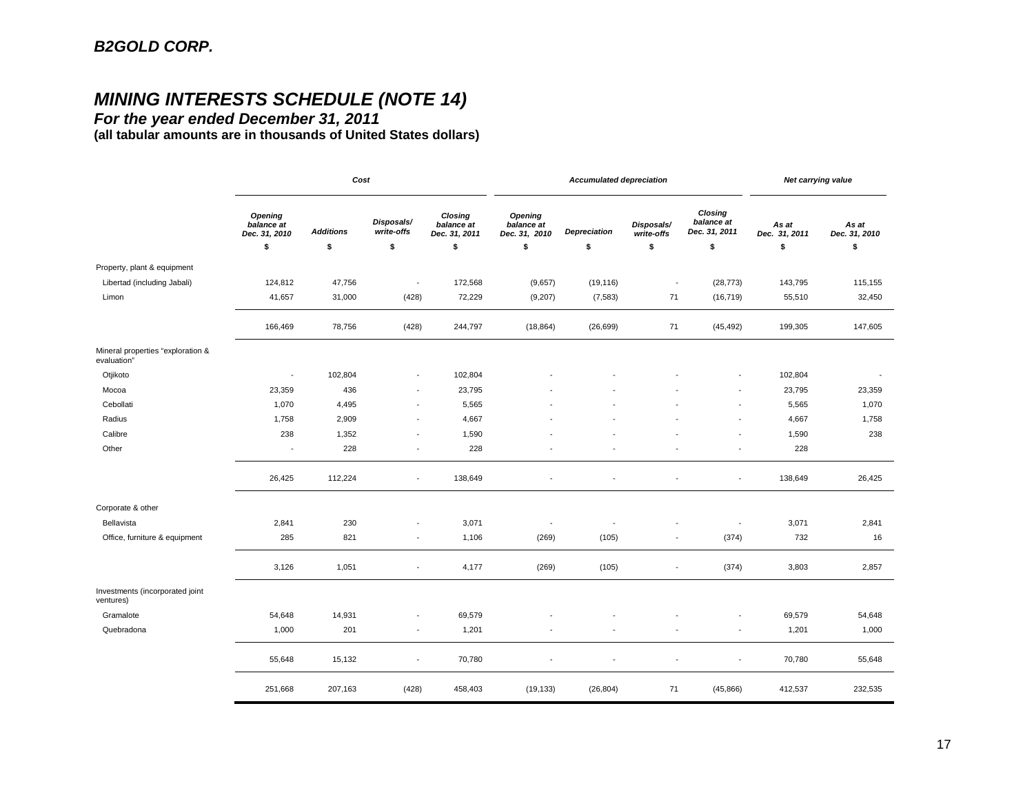**B2GOLD CORP.**

## *MINING INTERESTS SCHEDULE (NOTE 14)*

### *For the year ended December 31, 2011*

**(all tabular amounts are in thousands of United States dollars)**

| | *Cost* | | | | *Accumulated depreciation* | | | | *Net carrying value* | |
|---|---|---|---|---|---|---|---|---|---|---|
| | *Opening balance at Dec. 31, 2010* | *Additions* | *Disposals/ write-offs* | *Closing balance at Dec. 31, 2011* | *Opening balance at Dec. 31, 2010* | *Depreciation* | *Disposals/ write-offs* | *Closing balance at Dec. 31, 2011* | *As at Dec. 31, 2011* | *As at Dec. 31, 2010* |
| | $ | $ | $ | $ | $ | $ | $ | $ | $ | $ |
| Property, plant & equipment | | | | | | | | | | |
| Libertad (including Jabali) | 124,812 | 47,756 | - | 172,568 | (9,657) | (19,116) | - | (28,773) | 143,795 | 115,155 |
| Limon | 41,657 | 31,000 | (428) | 72,229 | (9,207) | (7,583) | 71 | (16,719) | 55,510 | 32,450 |
| | 166,469 | 78,756 | (428) | 244,797 | (18,864) | (26,699) | 71 | (45,492) | 199,305 | 147,605 |
| Mineral properties "exploration & evaluation" | | | | | | | | | | |
| Otjikoto | - | 102,804 | - | 102,804 | - | - | - | - | 102,804 | - |
| Mocoa | 23,359 | 436 | - | 23,795 | - | - | - | - | 23,795 | 23,359 |
| Cebollati | 1,070 | 4,495 | - | 5,565 | - | - | - | - | 5,565 | 1,070 |
| Radius | 1,758 | 2,909 | - | 4,667 | - | - | - | - | 4,667 | 1,758 |
| Calibre | 238 | 1,352 | - | 1,590 | - | - | - | - | 1,590 | 238 |
| Other | - | 228 | - | 228 | - | - | - | - | 228 | |
| | 26,425 | 112,224 | - | 138,649 | - | - | - | - | 138,649 | 26,425 |
| Corporate & other | | | | | | | | | | |
| Bellavista | 2,841 | 230 | - | 3,071 | - | - | - | - | 3,071 | 2,841 |
| Office, furniture & equipment | 285 | 821 | - | 1,106 | (269) | (105) | - | (374) | 732 | 16 |
| | 3,126 | 1,051 | - | 4,177 | (269) | (105) | - | (374) | 3,803 | 2,857 |
| Investments (incorporated joint ventures) | | | | | | | | | | |
| Gramalote | 54,648 | 14,931 | - | 69,579 | - | - | - | - | 69,579 | 54,648 |
| Quebradona | 1,000 | 201 | - | 1,201 | - | - | - | - | 1,201 | 1,000 |
| | 55,648 | 15,132 | - | 70,780 | - | - | - | - | 70,780 | 55,648 |
| | 251,668 | 207,163 | (428) | 458,403 | (19,133) | (26,804) | 71 | (45,866) | 412,537 | 232,535 |